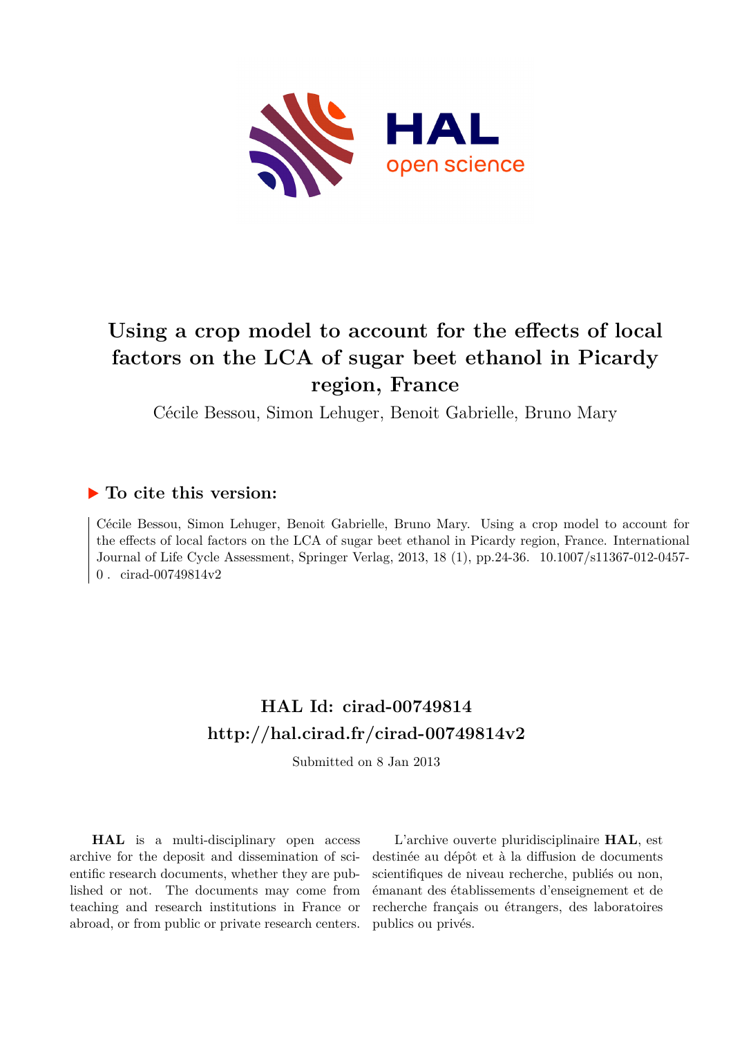# Using a crop model to account for the effects of local factors on the LCA of sugar beet ethanol in Picardy region, France

Cécile Bessou, Simon Lehuger, Benoit Gabrielle, Bruno Mary

## ▶ To cite this version:

Cécile Bessou, Simon Lehuger, Benoit Gabrielle, Bruno Mary. Using a crop model to account for the effects of local factors on the LCA of sugar beet ethanol in Picardy region, France. International Journal of Life Cycle Assessment, Springer Verlag, 2013, 18 (1), pp.24-36. 10.1007/s11367-012-0457-0 . cirad-00749814v2

## HAL Id: cirad-00749814
## http://hal.cirad.fr/cirad-00749814v2

Submitted on 8 Jan 2013

**HAL** is a multi-disciplinary open access archive for the deposit and dissemination of scientific research documents, whether they are published or not. The documents may come from teaching and research institutions in France or abroad, or from public or private research centers.

L'archive ouverte pluridisciplinaire **HAL**, est destinée au dépôt et à la diffusion de documents scientifiques de niveau recherche, publiés ou non, émanant des établissements d'enseignement et de recherche français ou étrangers, des laboratoires publics ou privés.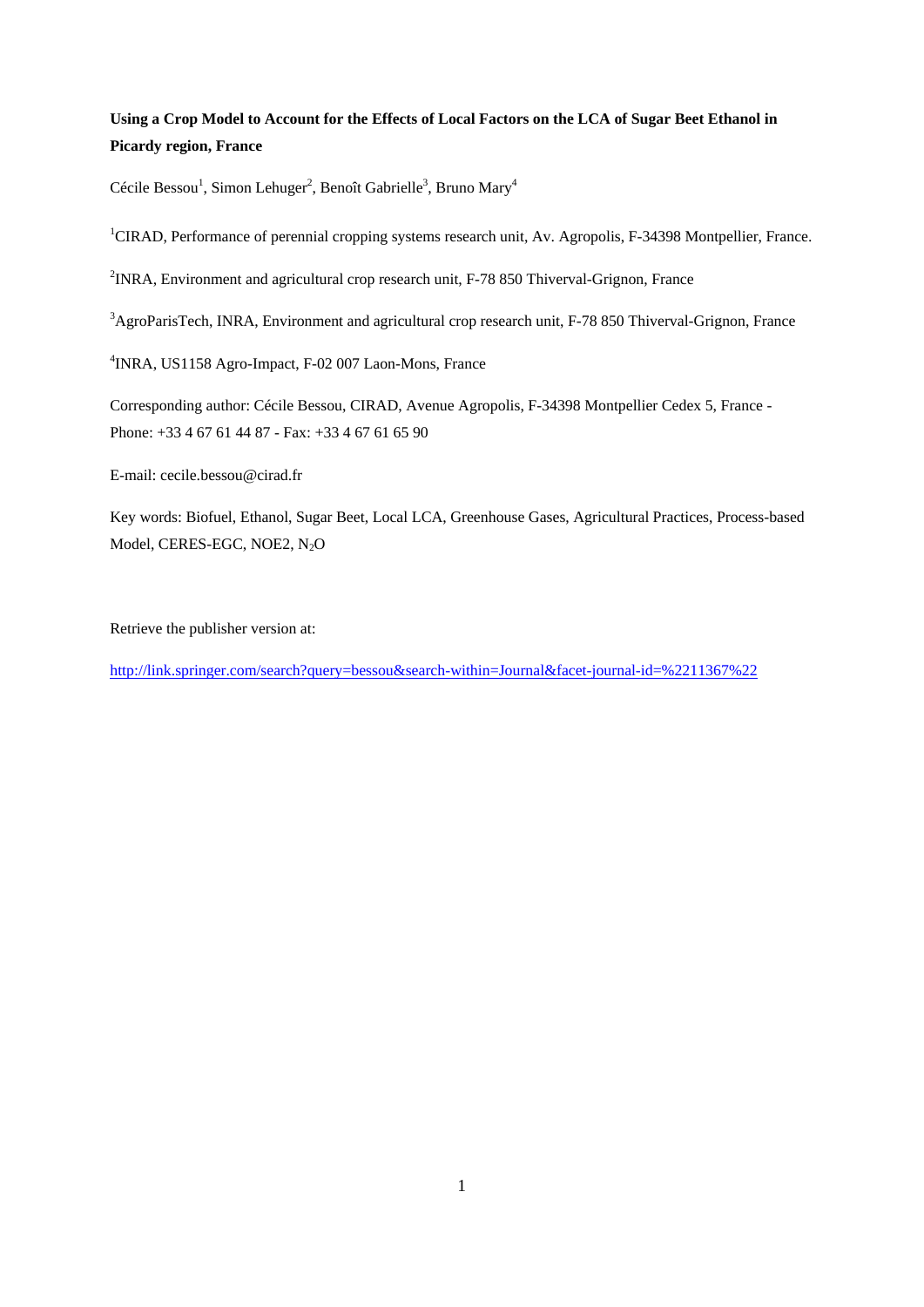**Using a Crop Model to Account for the Effects of Local Factors on the LCA of Sugar Beet Ethanol in Picardy region, France**

Cécile Bessou[1], Simon Lehuger[2], Benoît Gabrielle[3], Bruno Mary[4]

[1]CIRAD, Performance of perennial cropping systems research unit, Av. Agropolis, F-34398 Montpellier, France.

[2]INRA, Environment and agricultural crop research unit, F-78 850 Thiverval-Grignon, France

[3]AgroParisTech, INRA, Environment and agricultural crop research unit, F-78 850 Thiverval-Grignon, France

[4]INRA, US1158 Agro-Impact, F-02 007 Laon-Mons, France

Corresponding author: Cécile Bessou, CIRAD, Avenue Agropolis, F-34398 Montpellier Cedex 5, France - Phone: +33 4 67 61 44 87 - Fax: +33 4 67 61 65 90

E-mail: cecile.bessou@cirad.fr

Key words: Biofuel, Ethanol, Sugar Beet, Local LCA, Greenhouse Gases, Agricultural Practices, Process-based Model, CERES-EGC, NOE2, $N_2O$

Retrieve the publisher version at:

http://link.springer.com/search?query=bessou&search-within=Journal&facet-journal-id=%2211367%22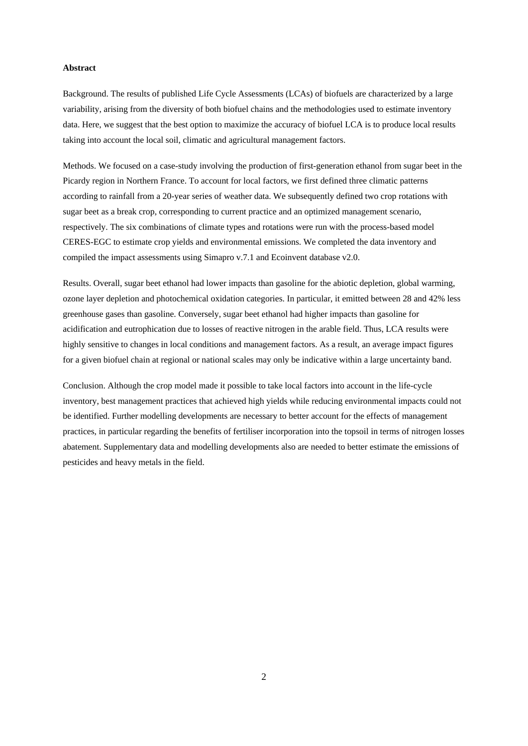**Abstract**

Background. The results of published Life Cycle Assessments (LCAs) of biofuels are characterized by a large variability, arising from the diversity of both biofuel chains and the methodologies used to estimate inventory data. Here, we suggest that the best option to maximize the accuracy of biofuel LCA is to produce local results taking into account the local soil, climatic and agricultural management factors.

Methods. We focused on a case-study involving the production of first-generation ethanol from sugar beet in the Picardy region in Northern France. To account for local factors, we first defined three climatic patterns according to rainfall from a 20-year series of weather data. We subsequently defined two crop rotations with sugar beet as a break crop, corresponding to current practice and an optimized management scenario, respectively. The six combinations of climate types and rotations were run with the process-based model CERES-EGC to estimate crop yields and environmental emissions. We completed the data inventory and compiled the impact assessments using Simapro v.7.1 and Ecoinvent database v2.0.

Results. Overall, sugar beet ethanol had lower impacts than gasoline for the abiotic depletion, global warming, ozone layer depletion and photochemical oxidation categories. In particular, it emitted between 28 and 42% less greenhouse gases than gasoline. Conversely, sugar beet ethanol had higher impacts than gasoline for acidification and eutrophication due to losses of reactive nitrogen in the arable field. Thus, LCA results were highly sensitive to changes in local conditions and management factors. As a result, an average impact figures for a given biofuel chain at regional or national scales may only be indicative within a large uncertainty band.

Conclusion. Although the crop model made it possible to take local factors into account in the life-cycle inventory, best management practices that achieved high yields while reducing environmental impacts could not be identified. Further modelling developments are necessary to better account for the effects of management practices, in particular regarding the benefits of fertiliser incorporation into the topsoil in terms of nitrogen losses abatement. Supplementary data and modelling developments also are needed to better estimate the emissions of pesticides and heavy metals in the field.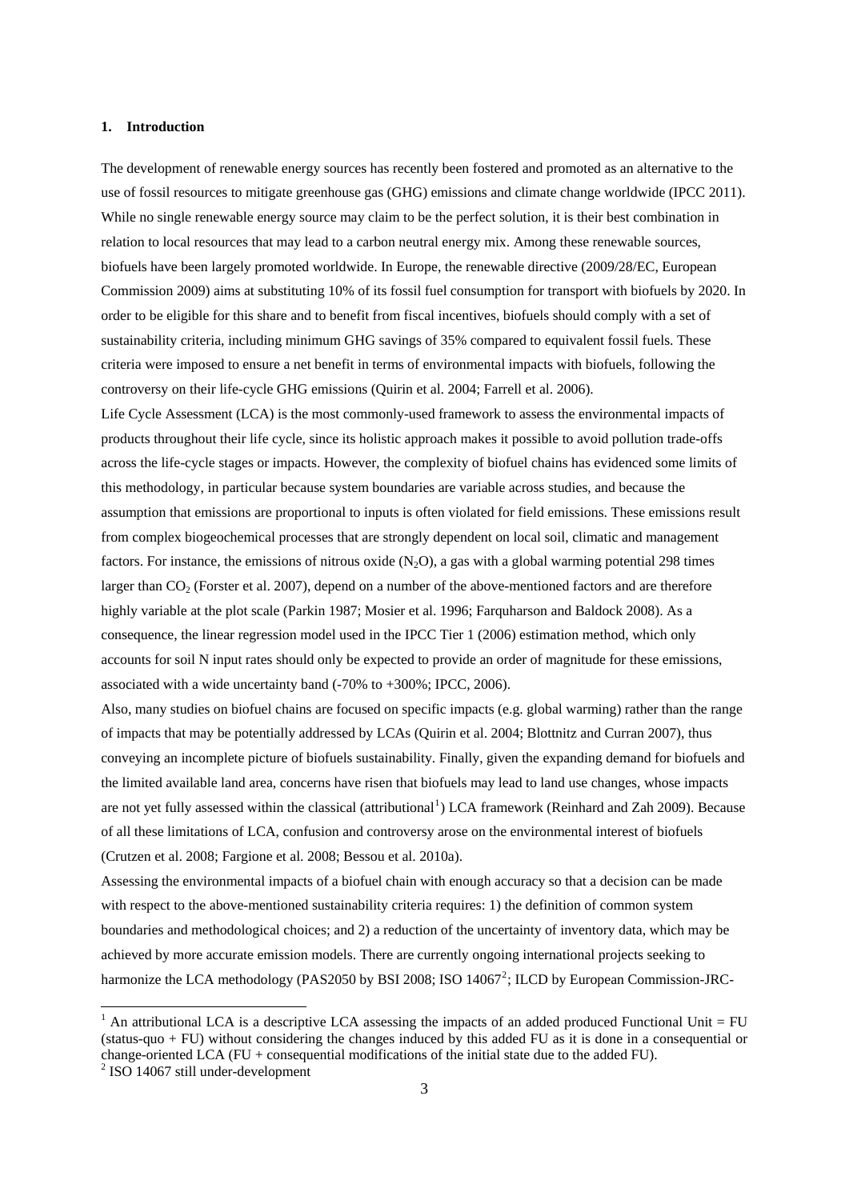## 1. Introduction

The development of renewable energy sources has recently been fostered and promoted as an alternative to the use of fossil resources to mitigate greenhouse gas (GHG) emissions and climate change worldwide (IPCC 2011). While no single renewable energy source may claim to be the perfect solution, it is their best combination in relation to local resources that may lead to a carbon neutral energy mix. Among these renewable sources, biofuels have been largely promoted worldwide. In Europe, the renewable directive (2009/28/EC, European Commission 2009) aims at substituting 10% of its fossil fuel consumption for transport with biofuels by 2020. In order to be eligible for this share and to benefit from fiscal incentives, biofuels should comply with a set of sustainability criteria, including minimum GHG savings of 35% compared to equivalent fossil fuels. These criteria were imposed to ensure a net benefit in terms of environmental impacts with biofuels, following the controversy on their life-cycle GHG emissions (Quirin et al. 2004; Farrell et al. 2006).

Life Cycle Assessment (LCA) is the most commonly-used framework to assess the environmental impacts of products throughout their life cycle, since its holistic approach makes it possible to avoid pollution trade-offs across the life-cycle stages or impacts. However, the complexity of biofuel chains has evidenced some limits of this methodology, in particular because system boundaries are variable across studies, and because the assumption that emissions are proportional to inputs is often violated for field emissions. These emissions result from complex biogeochemical processes that are strongly dependent on local soil, climatic and management factors. For instance, the emissions of nitrous oxide ($N_2O$), a gas with a global warming potential 298 times larger than $CO_2$ (Forster et al. 2007), depend on a number of the above-mentioned factors and are therefore highly variable at the plot scale (Parkin 1987; Mosier et al. 1996; Farquharson and Baldock 2008). As a consequence, the linear regression model used in the IPCC Tier 1 (2006) estimation method, which only accounts for soil N input rates should only be expected to provide an order of magnitude for these emissions, associated with a wide uncertainty band (-70% to +300%; IPCC, 2006).

Also, many studies on biofuel chains are focused on specific impacts (e.g. global warming) rather than the range of impacts that may be potentially addressed by LCAs (Quirin et al. 2004; Blottnitz and Curran 2007), thus conveying an incomplete picture of biofuels sustainability. Finally, given the expanding demand for biofuels and the limited available land area, concerns have risen that biofuels may lead to land use changes, whose impacts are not yet fully assessed within the classical (attributional[1]) LCA framework (Reinhard and Zah 2009). Because of all these limitations of LCA, confusion and controversy arose on the environmental interest of biofuels (Crutzen et al. 2008; Fargione et al. 2008; Bessou et al. 2010a).

Assessing the environmental impacts of a biofuel chain with enough accuracy so that a decision can be made with respect to the above-mentioned sustainability criteria requires: 1) the definition of common system boundaries and methodological choices; and 2) a reduction of the uncertainty of inventory data, which may be achieved by more accurate emission models. There are currently ongoing international projects seeking to harmonize the LCA methodology (PAS2050 by BSI 2008; ISO 14067[2]; ILCD by European Commission-JRC-

[1] An attributional LCA is a descriptive LCA assessing the impacts of an added produced Functional Unit = FU (status-quo + FU) without considering the changes induced by this added FU as it is done in a consequential or change-oriented LCA (FU + consequential modifications of the initial state due to the added FU).

[2] ISO 14067 still under-development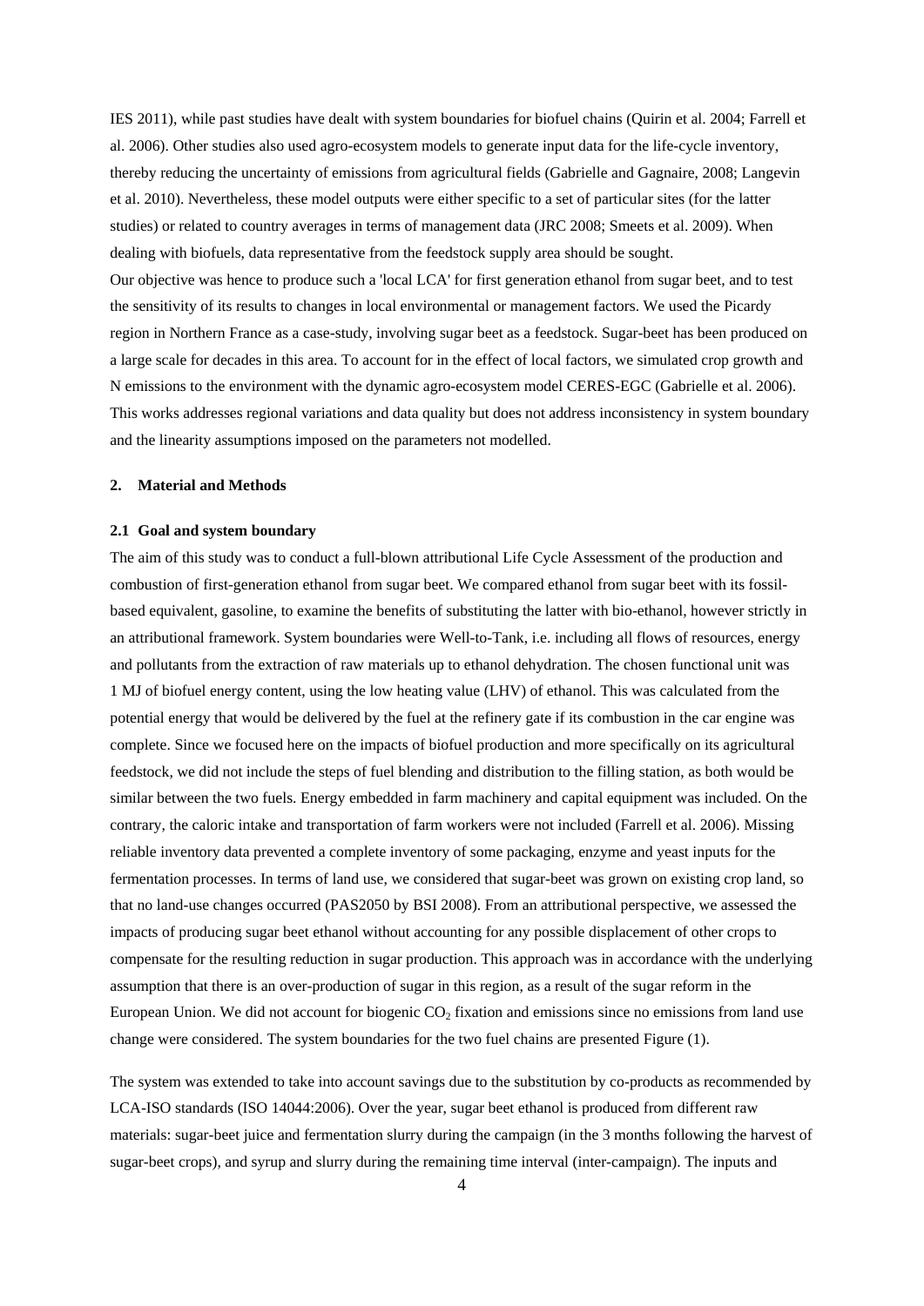IES 2011), while past studies have dealt with system boundaries for biofuel chains (Quirin et al. 2004; Farrell et al. 2006). Other studies also used agro-ecosystem models to generate input data for the life-cycle inventory, thereby reducing the uncertainty of emissions from agricultural fields (Gabrielle and Gagnaire, 2008; Langevin et al. 2010). Nevertheless, these model outputs were either specific to a set of particular sites (for the latter studies) or related to country averages in terms of management data (JRC 2008; Smeets et al. 2009). When dealing with biofuels, data representative from the feedstock supply area should be sought.

Our objective was hence to produce such a 'local LCA' for first generation ethanol from sugar beet, and to test the sensitivity of its results to changes in local environmental or management factors. We used the Picardy region in Northern France as a case-study, involving sugar beet as a feedstock. Sugar-beet has been produced on a large scale for decades in this area. To account for in the effect of local factors, we simulated crop growth and N emissions to the environment with the dynamic agro-ecosystem model CERES-EGC (Gabrielle et al. 2006). This works addresses regional variations and data quality but does not address inconsistency in system boundary and the linearity assumptions imposed on the parameters not modelled.

## 2. Material and Methods

### 2.1 Goal and system boundary

The aim of this study was to conduct a full-blown attributional Life Cycle Assessment of the production and combustion of first-generation ethanol from sugar beet. We compared ethanol from sugar beet with its fossil-based equivalent, gasoline, to examine the benefits of substituting the latter with bio-ethanol, however strictly in an attributional framework. System boundaries were Well-to-Tank, i.e. including all flows of resources, energy and pollutants from the extraction of raw materials up to ethanol dehydration. The chosen functional unit was 1 MJ of biofuel energy content, using the low heating value (LHV) of ethanol. This was calculated from the potential energy that would be delivered by the fuel at the refinery gate if its combustion in the car engine was complete. Since we focused here on the impacts of biofuel production and more specifically on its agricultural feedstock, we did not include the steps of fuel blending and distribution to the filling station, as both would be similar between the two fuels. Energy embedded in farm machinery and capital equipment was included. On the contrary, the caloric intake and transportation of farm workers were not included (Farrell et al. 2006). Missing reliable inventory data prevented a complete inventory of some packaging, enzyme and yeast inputs for the fermentation processes. In terms of land use, we considered that sugar-beet was grown on existing crop land, so that no land-use changes occurred (PAS2050 by BSI 2008). From an attributional perspective, we assessed the impacts of producing sugar beet ethanol without accounting for any possible displacement of other crops to compensate for the resulting reduction in sugar production. This approach was in accordance with the underlying assumption that there is an over-production of sugar in this region, as a result of the sugar reform in the European Union. We did not account for biogenic $CO_2$ fixation and emissions since no emissions from land use change were considered. The system boundaries for the two fuel chains are presented Figure (1).

The system was extended to take into account savings due to the substitution by co-products as recommended by LCA-ISO standards (ISO 14044:2006). Over the year, sugar beet ethanol is produced from different raw materials: sugar-beet juice and fermentation slurry during the campaign (in the 3 months following the harvest of sugar-beet crops), and syrup and slurry during the remaining time interval (inter-campaign). The inputs and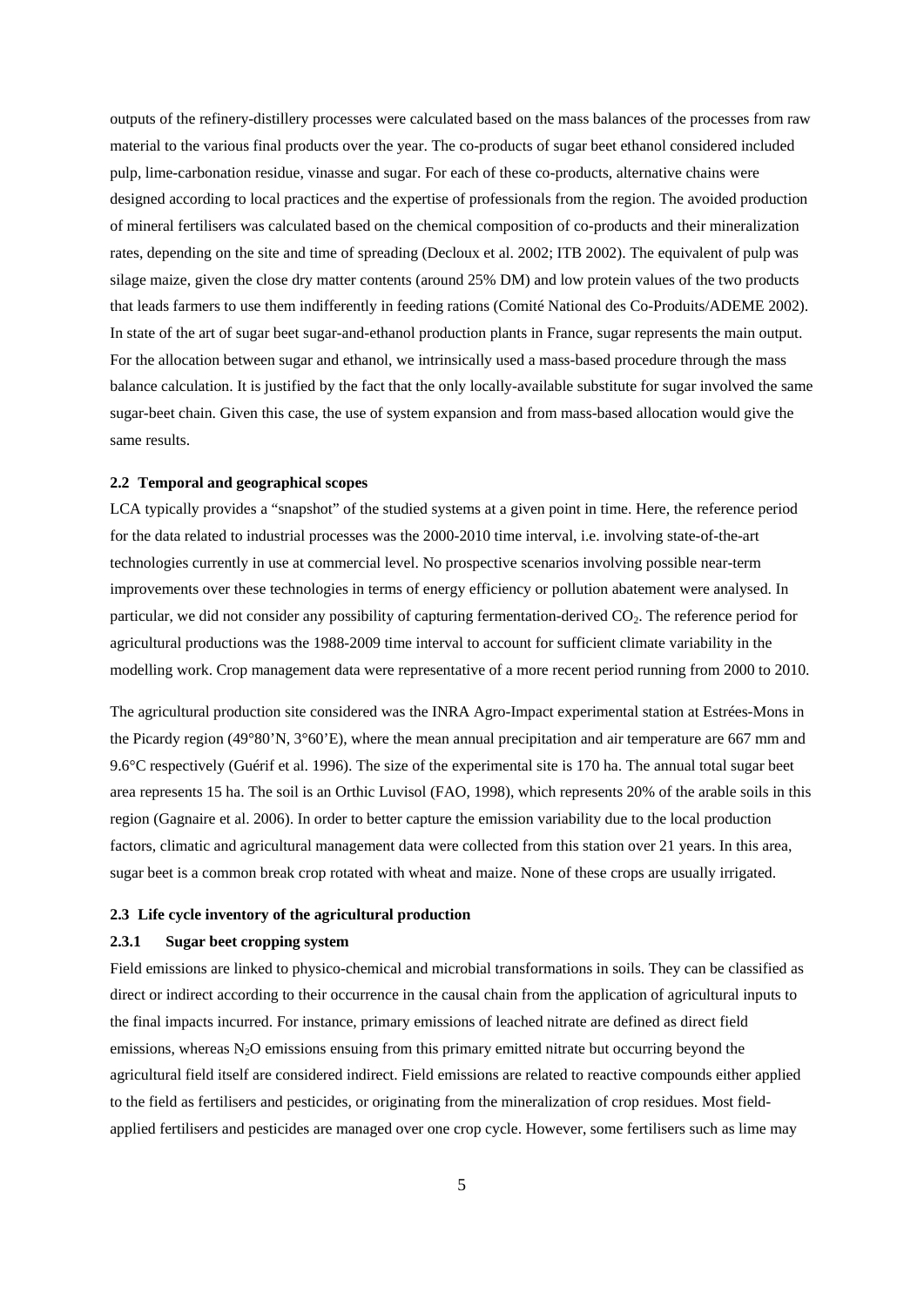outputs of the refinery-distillery processes were calculated based on the mass balances of the processes from raw material to the various final products over the year. The co-products of sugar beet ethanol considered included pulp, lime-carbonation residue, vinasse and sugar. For each of these co-products, alternative chains were designed according to local practices and the expertise of professionals from the region. The avoided production of mineral fertilisers was calculated based on the chemical composition of co-products and their mineralization rates, depending on the site and time of spreading (Decloux et al. 2002; ITB 2002). The equivalent of pulp was silage maize, given the close dry matter contents (around 25% DM) and low protein values of the two products that leads farmers to use them indifferently in feeding rations (Comité National des Co-Produits/ADEME 2002). In state of the art of sugar beet sugar-and-ethanol production plants in France, sugar represents the main output. For the allocation between sugar and ethanol, we intrinsically used a mass-based procedure through the mass balance calculation. It is justified by the fact that the only locally-available substitute for sugar involved the same sugar-beet chain. Given this case, the use of system expansion and from mass-based allocation would give the same results.

### 2.2 Temporal and geographical scopes

LCA typically provides a "snapshot" of the studied systems at a given point in time. Here, the reference period for the data related to industrial processes was the 2000-2010 time interval, i.e. involving state-of-the-art technologies currently in use at commercial level. No prospective scenarios involving possible near-term improvements over these technologies in terms of energy efficiency or pollution abatement were analysed. In particular, we did not consider any possibility of capturing fermentation-derived $CO_2$. The reference period for agricultural productions was the 1988-2009 time interval to account for sufficient climate variability in the modelling work. Crop management data were representative of a more recent period running from 2000 to 2010.

The agricultural production site considered was the INRA Agro-Impact experimental station at Estrées-Mons in the Picardy region (49°80'N, 3°60'E), where the mean annual precipitation and air temperature are 667 mm and 9.6°C respectively (Guérif et al. 1996). The size of the experimental site is 170 ha. The annual total sugar beet area represents 15 ha. The soil is an Orthic Luvisol (FAO, 1998), which represents 20% of the arable soils in this region (Gagnaire et al. 2006). In order to better capture the emission variability due to the local production factors, climatic and agricultural management data were collected from this station over 21 years. In this area, sugar beet is a common break crop rotated with wheat and maize. None of these crops are usually irrigated.

### 2.3 Life cycle inventory of the agricultural production

#### 2.3.1 Sugar beet cropping system

Field emissions are linked to physico-chemical and microbial transformations in soils. They can be classified as direct or indirect according to their occurrence in the causal chain from the application of agricultural inputs to the final impacts incurred. For instance, primary emissions of leached nitrate are defined as direct field emissions, whereas $N_2O$ emissions ensuing from this primary emitted nitrate but occurring beyond the agricultural field itself are considered indirect. Field emissions are related to reactive compounds either applied to the field as fertilisers and pesticides, or originating from the mineralization of crop residues. Most field-applied fertilisers and pesticides are managed over one crop cycle. However, some fertilisers such as lime may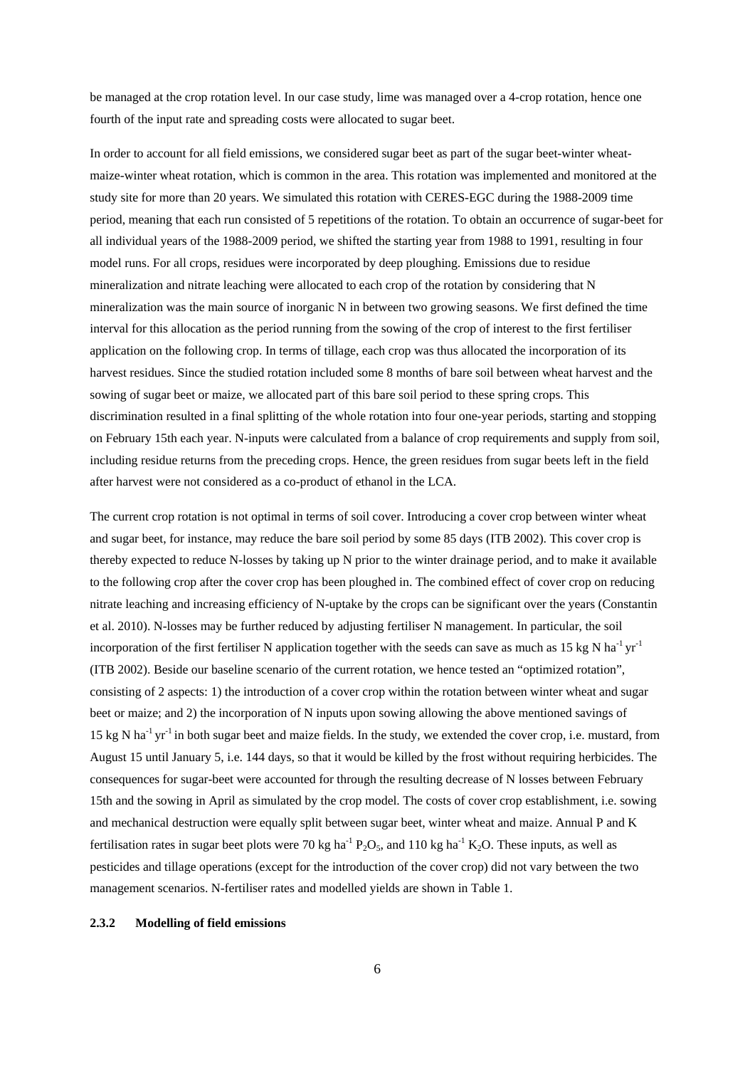be managed at the crop rotation level. In our case study, lime was managed over a 4-crop rotation, hence one fourth of the input rate and spreading costs were allocated to sugar beet.

In order to account for all field emissions, we considered sugar beet as part of the sugar beet-winter wheat-maize-winter wheat rotation, which is common in the area. This rotation was implemented and monitored at the study site for more than 20 years. We simulated this rotation with CERES-EGC during the 1988-2009 time period, meaning that each run consisted of 5 repetitions of the rotation. To obtain an occurrence of sugar-beet for all individual years of the 1988-2009 period, we shifted the starting year from 1988 to 1991, resulting in four model runs. For all crops, residues were incorporated by deep ploughing. Emissions due to residue mineralization and nitrate leaching were allocated to each crop of the rotation by considering that N mineralization was the main source of inorganic N in between two growing seasons. We first defined the time interval for this allocation as the period running from the sowing of the crop of interest to the first fertiliser application on the following crop. In terms of tillage, each crop was thus allocated the incorporation of its harvest residues. Since the studied rotation included some 8 months of bare soil between wheat harvest and the sowing of sugar beet or maize, we allocated part of this bare soil period to these spring crops. This discrimination resulted in a final splitting of the whole rotation into four one-year periods, starting and stopping on February 15th each year. N-inputs were calculated from a balance of crop requirements and supply from soil, including residue returns from the preceding crops. Hence, the green residues from sugar beets left in the field after harvest were not considered as a co-product of ethanol in the LCA.

The current crop rotation is not optimal in terms of soil cover. Introducing a cover crop between winter wheat and sugar beet, for instance, may reduce the bare soil period by some 85 days (ITB 2002). This cover crop is thereby expected to reduce N-losses by taking up N prior to the winter drainage period, and to make it available to the following crop after the cover crop has been ploughed in. The combined effect of cover crop on reducing nitrate leaching and increasing efficiency of N-uptake by the crops can be significant over the years (Constantin et al. 2010). N-losses may be further reduced by adjusting fertiliser N management. In particular, the soil incorporation of the first fertiliser N application together with the seeds can save as much as 15 kg N $ha^{-1}$ $yr^{-1}$ (ITB 2002). Beside our baseline scenario of the current rotation, we hence tested an "optimized rotation", consisting of 2 aspects: 1) the introduction of a cover crop within the rotation between winter wheat and sugar beet or maize; and 2) the incorporation of N inputs upon sowing allowing the above mentioned savings of 15 kg N $ha^{-1}$ $yr^{-1}$ in both sugar beet and maize fields. In the study, we extended the cover crop, i.e. mustard, from August 15 until January 5, i.e. 144 days, so that it would be killed by the frost without requiring herbicides. The consequences for sugar-beet were accounted for through the resulting decrease of N losses between February 15th and the sowing in April as simulated by the crop model. The costs of cover crop establishment, i.e. sowing and mechanical destruction were equally split between sugar beet, winter wheat and maize. Annual P and K fertilisation rates in sugar beet plots were 70 kg $ha^{-1}$ $P_2O_5$, and 110 kg $ha^{-1}$ $K_2O$. These inputs, as well as pesticides and tillage operations (except for the introduction of the cover crop) did not vary between the two management scenarios. N-fertiliser rates and modelled yields are shown in Table 1.

### 2.3.2 Modelling of field emissions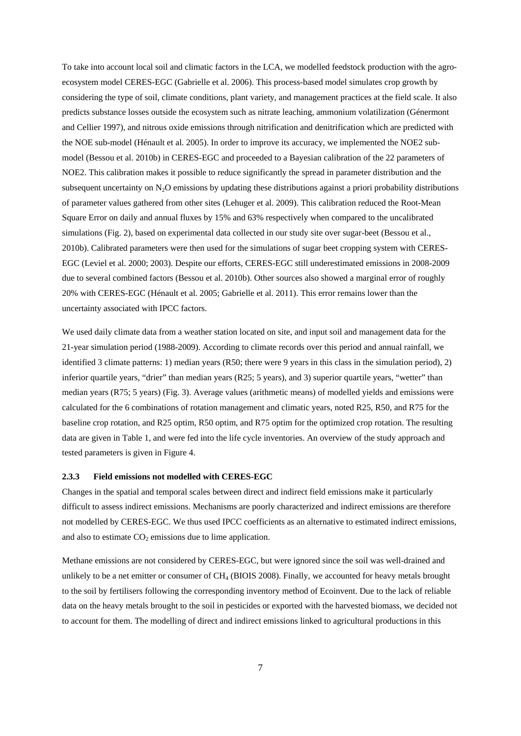To take into account local soil and climatic factors in the LCA, we modelled feedstock production with the agro-ecosystem model CERES-EGC (Gabrielle et al. 2006). This process-based model simulates crop growth by considering the type of soil, climate conditions, plant variety, and management practices at the field scale. It also predicts substance losses outside the ecosystem such as nitrate leaching, ammonium volatilization (Génermont and Cellier 1997), and nitrous oxide emissions through nitrification and denitrification which are predicted with the NOE sub-model (Hénault et al. 2005). In order to improve its accuracy, we implemented the NOE2 sub-model (Bessou et al. 2010b) in CERES-EGC and proceeded to a Bayesian calibration of the 22 parameters of NOE2. This calibration makes it possible to reduce significantly the spread in parameter distribution and the subsequent uncertainty on $N_2O$ emissions by updating these distributions against a priori probability distributions of parameter values gathered from other sites (Lehuger et al. 2009). This calibration reduced the Root-Mean Square Error on daily and annual fluxes by 15% and 63% respectively when compared to the uncalibrated simulations (Fig. 2), based on experimental data collected in our study site over sugar-beet (Bessou et al., 2010b). Calibrated parameters were then used for the simulations of sugar beet cropping system with CERES-EGC (Leviel et al. 2000; 2003). Despite our efforts, CERES-EGC still underestimated emissions in 2008-2009 due to several combined factors (Bessou et al. 2010b). Other sources also showed a marginal error of roughly 20% with CERES-EGC (Hénault et al. 2005; Gabrielle et al. 2011). This error remains lower than the uncertainty associated with IPCC factors.

We used daily climate data from a weather station located on site, and input soil and management data for the 21-year simulation period (1988-2009). According to climate records over this period and annual rainfall, we identified 3 climate patterns: 1) median years (R50; there were 9 years in this class in the simulation period), 2) inferior quartile years, "drier" than median years (R25; 5 years), and 3) superior quartile years, "wetter" than median years (R75; 5 years) (Fig. 3). Average values (arithmetic means) of modelled yields and emissions were calculated for the 6 combinations of rotation management and climatic years, noted R25, R50, and R75 for the baseline crop rotation, and R25 optim, R50 optim, and R75 optim for the optimized crop rotation. The resulting data are given in Table 1, and were fed into the life cycle inventories. An overview of the study approach and tested parameters is given in Figure 4.

#### 2.3.3 Field emissions not modelled with CERES-EGC

Changes in the spatial and temporal scales between direct and indirect field emissions make it particularly difficult to assess indirect emissions. Mechanisms are poorly characterized and indirect emissions are therefore not modelled by CERES-EGC. We thus used IPCC coefficients as an alternative to estimated indirect emissions, and also to estimate $CO_2$ emissions due to lime application.

Methane emissions are not considered by CERES-EGC, but were ignored since the soil was well-drained and unlikely to be a net emitter or consumer of $CH_4$ (BIOIS 2008). Finally, we accounted for heavy metals brought to the soil by fertilisers following the corresponding inventory method of Ecoinvent. Due to the lack of reliable data on the heavy metals brought to the soil in pesticides or exported with the harvested biomass, we decided not to account for them. The modelling of direct and indirect emissions linked to agricultural productions in this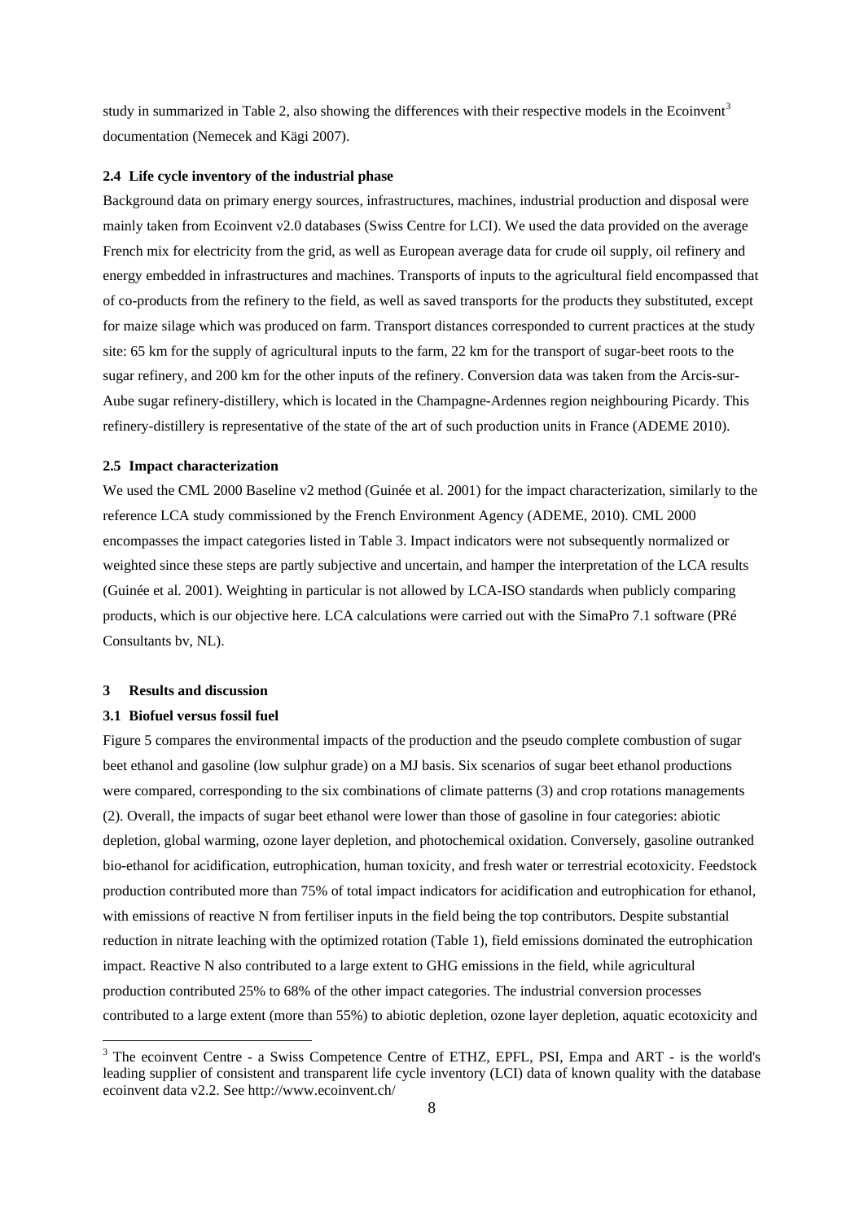study in summarized in Table 2, also showing the differences with their respective models in the Ecoinvent[3] documentation (Nemecek and Kägi 2007).

### 2.4 Life cycle inventory of the industrial phase

Background data on primary energy sources, infrastructures, machines, industrial production and disposal were mainly taken from Ecoinvent v2.0 databases (Swiss Centre for LCI). We used the data provided on the average French mix for electricity from the grid, as well as European average data for crude oil supply, oil refinery and energy embedded in infrastructures and machines. Transports of inputs to the agricultural field encompassed that of co-products from the refinery to the field, as well as saved transports for the products they substituted, except for maize silage which was produced on farm. Transport distances corresponded to current practices at the study site: 65 km for the supply of agricultural inputs to the farm, 22 km for the transport of sugar-beet roots to the sugar refinery, and 200 km for the other inputs of the refinery. Conversion data was taken from the Arcis-sur-Aube sugar refinery-distillery, which is located in the Champagne-Ardennes region neighbouring Picardy. This refinery-distillery is representative of the state of the art of such production units in France (ADEME 2010).

### 2.5 Impact characterization

We used the CML 2000 Baseline v2 method (Guinée et al. 2001) for the impact characterization, similarly to the reference LCA study commissioned by the French Environment Agency (ADEME, 2010). CML 2000 encompasses the impact categories listed in Table 3. Impact indicators were not subsequently normalized or weighted since these steps are partly subjective and uncertain, and hamper the interpretation of the LCA results (Guinée et al. 2001). Weighting in particular is not allowed by LCA-ISO standards when publicly comparing products, which is our objective here. LCA calculations were carried out with the SimaPro 7.1 software (PRé Consultants bv, NL).

## 3 Results and discussion

### 3.1 Biofuel versus fossil fuel

Figure 5 compares the environmental impacts of the production and the pseudo complete combustion of sugar beet ethanol and gasoline (low sulphur grade) on a MJ basis. Six scenarios of sugar beet ethanol productions were compared, corresponding to the six combinations of climate patterns (3) and crop rotations managements (2). Overall, the impacts of sugar beet ethanol were lower than those of gasoline in four categories: abiotic depletion, global warming, ozone layer depletion, and photochemical oxidation. Conversely, gasoline outranked bio-ethanol for acidification, eutrophication, human toxicity, and fresh water or terrestrial ecotoxicity. Feedstock production contributed more than 75% of total impact indicators for acidification and eutrophication for ethanol, with emissions of reactive N from fertiliser inputs in the field being the top contributors. Despite substantial reduction in nitrate leaching with the optimized rotation (Table 1), field emissions dominated the eutrophication impact. Reactive N also contributed to a large extent to GHG emissions in the field, while agricultural production contributed 25% to 68% of the other impact categories. The industrial conversion processes contributed to a large extent (more than 55%) to abiotic depletion, ozone layer depletion, aquatic ecotoxicity and

[3] The ecoinvent Centre - a Swiss Competence Centre of ETHZ, EPFL, PSI, Empa and ART - is the world's leading supplier of consistent and transparent life cycle inventory (LCI) data of known quality with the database ecoinvent data v2.2. See http://www.ecoinvent.ch/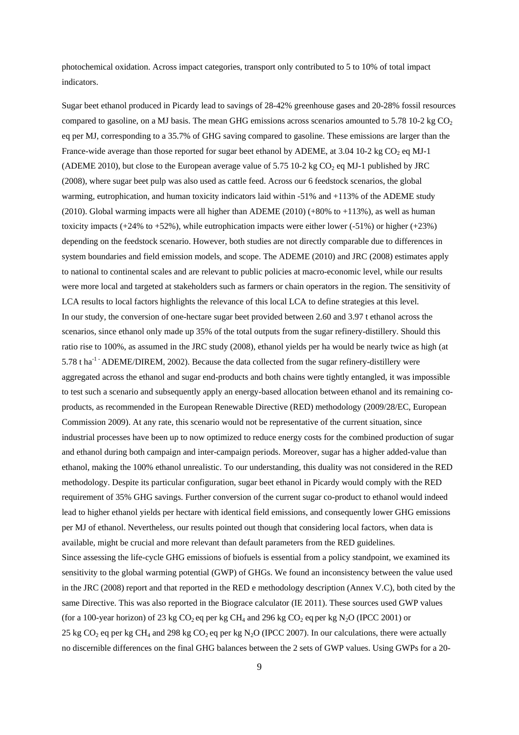photochemical oxidation. Across impact categories, transport only contributed to 5 to 10% of total impact indicators.

Sugar beet ethanol produced in Picardy lead to savings of 28-42% greenhouse gases and 20-28% fossil resources compared to gasoline, on a MJ basis. The mean GHG emissions across scenarios amounted to 5.78 10-2 kg $CO_2$ eq per MJ, corresponding to a 35.7% of GHG saving compared to gasoline. These emissions are larger than the France-wide average than those reported for sugar beet ethanol by ADEME, at 3.04 10-2 kg $CO_2$ eq MJ-1 (ADEME 2010), but close to the European average value of 5.75 10-2 kg $CO_2$ eq MJ-1 published by JRC (2008), where sugar beet pulp was also used as cattle feed. Across our 6 feedstock scenarios, the global warming, eutrophication, and human toxicity indicators laid within -51% and +113% of the ADEME study (2010). Global warming impacts were all higher than ADEME (2010) (+80% to +113%), as well as human toxicity impacts (+24% to +52%), while eutrophication impacts were either lower (-51%) or higher (+23%) depending on the feedstock scenario. However, both studies are not directly comparable due to differences in system boundaries and field emission models, and scope. The ADEME (2010) and JRC (2008) estimates apply to national to continental scales and are relevant to public policies at macro-economic level, while our results were more local and targeted at stakeholders such as farmers or chain operators in the region. The sensitivity of LCA results to local factors highlights the relevance of this local LCA to define strategies at this level.
In our study, the conversion of one-hectare sugar beet provided between 2.60 and 3.97 t ethanol across the scenarios, since ethanol only made up 35% of the total outputs from the sugar refinery-distillery. Should this ratio rise to 100%, as assumed in the JRC study (2008), ethanol yields per ha would be nearly twice as high (at 5.78 t $ha^{-1}$ - ADEME/DIREM, 2002). Because the data collected from the sugar refinery-distillery were aggregated across the ethanol and sugar end-products and both chains were tightly entangled, it was impossible to test such a scenario and subsequently apply an energy-based allocation between ethanol and its remaining co-products, as recommended in the European Renewable Directive (RED) methodology (2009/28/EC, European Commission 2009). At any rate, this scenario would not be representative of the current situation, since industrial processes have been up to now optimized to reduce energy costs for the combined production of sugar and ethanol during both campaign and inter-campaign periods. Moreover, sugar has a higher added-value than ethanol, making the 100% ethanol unrealistic. To our understanding, this duality was not considered in the RED methodology. Despite its particular configuration, sugar beet ethanol in Picardy would comply with the RED requirement of 35% GHG savings. Further conversion of the current sugar co-product to ethanol would indeed lead to higher ethanol yields per hectare with identical field emissions, and consequently lower GHG emissions per MJ of ethanol. Nevertheless, our results pointed out though that considering local factors, when data is available, might be crucial and more relevant than default parameters from the RED guidelines.
Since assessing the life-cycle GHG emissions of biofuels is essential from a policy standpoint, we examined its sensitivity to the global warming potential (GWP) of GHGs. We found an inconsistency between the value used in the JRC (2008) report and that reported in the RED e methodology description (Annex V.C), both cited by the same Directive. This was also reported in the Biograce calculator (IE 2011). These sources used GWP values (for a 100-year horizon) of 23 kg $CO_2$ eq per kg $CH_4$ and 296 kg $CO_2$ eq per kg $N_2O$ (IPCC 2001) or 25 kg $CO_2$ eq per kg $CH_4$ and 298 kg $CO_2$ eq per kg $N_2O$ (IPCC 2007). In our calculations, there were actually no discernible differences on the final GHG balances between the 2 sets of GWP values. Using GWPs for a 20-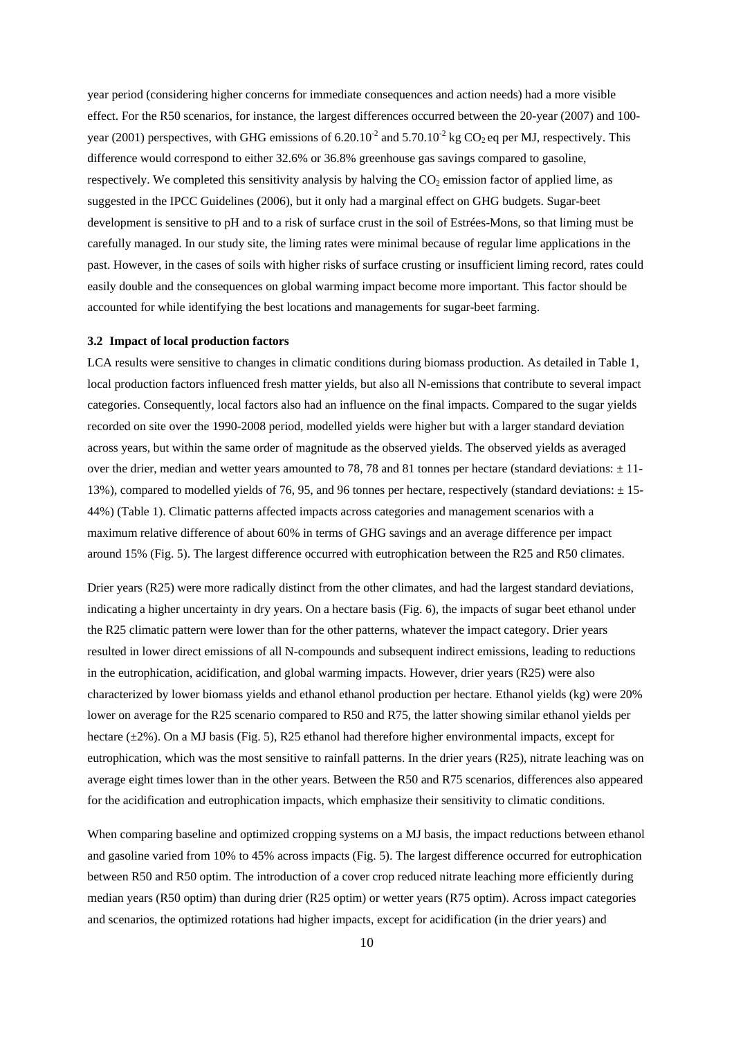year period (considering higher concerns for immediate consequences and action needs) had a more visible effect. For the R50 scenarios, for instance, the largest differences occurred between the 20-year (2007) and 100-year (2001) perspectives, with GHG emissions of $6.20.10^{-2}$ and $5.70.10^{-2}$ kg $CO_2$ eq per MJ, respectively. This difference would correspond to either 32.6% or 36.8% greenhouse gas savings compared to gasoline, respectively. We completed this sensitivity analysis by halving the $CO_2$ emission factor of applied lime, as suggested in the IPCC Guidelines (2006), but it only had a marginal effect on GHG budgets. Sugar-beet development is sensitive to pH and to a risk of surface crust in the soil of Estrées-Mons, so that liming must be carefully managed. In our study site, the liming rates were minimal because of regular lime applications in the past. However, in the cases of soils with higher risks of surface crusting or insufficient liming record, rates could easily double and the consequences on global warming impact become more important. This factor should be accounted for while identifying the best locations and managements for sugar-beet farming.

### 3.2 Impact of local production factors

LCA results were sensitive to changes in climatic conditions during biomass production. As detailed in Table 1, local production factors influenced fresh matter yields, but also all N-emissions that contribute to several impact categories. Consequently, local factors also had an influence on the final impacts. Compared to the sugar yields recorded on site over the 1990-2008 period, modelled yields were higher but with a larger standard deviation across years, but within the same order of magnitude as the observed yields. The observed yields as averaged over the drier, median and wetter years amounted to 78, 78 and 81 tonnes per hectare (standard deviations: ± 11-13%), compared to modelled yields of 76, 95, and 96 tonnes per hectare, respectively (standard deviations: ± 15-44%) (Table 1). Climatic patterns affected impacts across categories and management scenarios with a maximum relative difference of about 60% in terms of GHG savings and an average difference per impact around 15% (Fig. 5). The largest difference occurred with eutrophication between the R25 and R50 climates.

Drier years (R25) were more radically distinct from the other climates, and had the largest standard deviations, indicating a higher uncertainty in dry years. On a hectare basis (Fig. 6), the impacts of sugar beet ethanol under the R25 climatic pattern were lower than for the other patterns, whatever the impact category. Drier years resulted in lower direct emissions of all N-compounds and subsequent indirect emissions, leading to reductions in the eutrophication, acidification, and global warming impacts. However, drier years (R25) were also characterized by lower biomass yields and ethanol ethanol production per hectare. Ethanol yields (kg) were 20% lower on average for the R25 scenario compared to R50 and R75, the latter showing similar ethanol yields per hectare (±2%). On a MJ basis (Fig. 5), R25 ethanol had therefore higher environmental impacts, except for eutrophication, which was the most sensitive to rainfall patterns. In the drier years (R25), nitrate leaching was on average eight times lower than in the other years. Between the R50 and R75 scenarios, differences also appeared for the acidification and eutrophication impacts, which emphasize their sensitivity to climatic conditions.

When comparing baseline and optimized cropping systems on a MJ basis, the impact reductions between ethanol and gasoline varied from 10% to 45% across impacts (Fig. 5). The largest difference occurred for eutrophication between R50 and R50 optim. The introduction of a cover crop reduced nitrate leaching more efficiently during median years (R50 optim) than during drier (R25 optim) or wetter years (R75 optim). Across impact categories and scenarios, the optimized rotations had higher impacts, except for acidification (in the drier years) and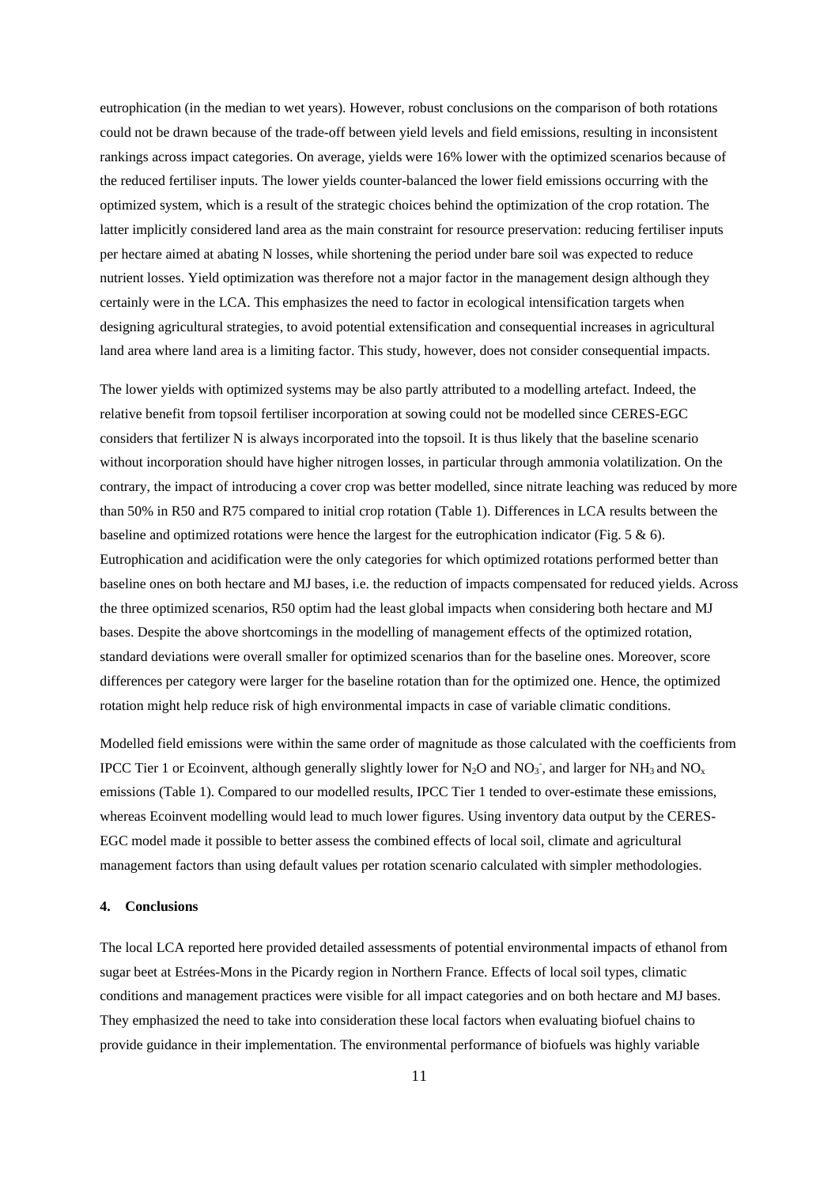eutrophication (in the median to wet years). However, robust conclusions on the comparison of both rotations could not be drawn because of the trade-off between yield levels and field emissions, resulting in inconsistent rankings across impact categories. On average, yields were 16% lower with the optimized scenarios because of the reduced fertiliser inputs. The lower yields counter-balanced the lower field emissions occurring with the optimized system, which is a result of the strategic choices behind the optimization of the crop rotation. The latter implicitly considered land area as the main constraint for resource preservation: reducing fertiliser inputs per hectare aimed at abating N losses, while shortening the period under bare soil was expected to reduce nutrient losses. Yield optimization was therefore not a major factor in the management design although they certainly were in the LCA. This emphasizes the need to factor in ecological intensification targets when designing agricultural strategies, to avoid potential extensification and consequential increases in agricultural land area where land area is a limiting factor. This study, however, does not consider consequential impacts.

The lower yields with optimized systems may be also partly attributed to a modelling artefact. Indeed, the relative benefit from topsoil fertiliser incorporation at sowing could not be modelled since CERES-EGC considers that fertilizer N is always incorporated into the topsoil. It is thus likely that the baseline scenario without incorporation should have higher nitrogen losses, in particular through ammonia volatilization. On the contrary, the impact of introducing a cover crop was better modelled, since nitrate leaching was reduced by more than 50% in R50 and R75 compared to initial crop rotation (Table 1). Differences in LCA results between the baseline and optimized rotations were hence the largest for the eutrophication indicator (Fig. 5 & 6). Eutrophication and acidification were the only categories for which optimized rotations performed better than baseline ones on both hectare and MJ bases, i.e. the reduction of impacts compensated for reduced yields. Across the three optimized scenarios, R50 optim had the least global impacts when considering both hectare and MJ bases. Despite the above shortcomings in the modelling of management effects of the optimized rotation, standard deviations were overall smaller for optimized scenarios than for the baseline ones. Moreover, score differences per category were larger for the baseline rotation than for the optimized one. Hence, the optimized rotation might help reduce risk of high environmental impacts in case of variable climatic conditions.

Modelled field emissions were within the same order of magnitude as those calculated with the coefficients from IPCC Tier 1 or Ecoinvent, although generally slightly lower for $N_2O$ and $NO_3^-$, and larger for $NH_3$ and $NO_x$ emissions (Table 1). Compared to our modelled results, IPCC Tier 1 tended to over-estimate these emissions, whereas Ecoinvent modelling would lead to much lower figures. Using inventory data output by the CERES-EGC model made it possible to better assess the combined effects of local soil, climate and agricultural management factors than using default values per rotation scenario calculated with simpler methodologies.

#### 4. Conclusions

The local LCA reported here provided detailed assessments of potential environmental impacts of ethanol from sugar beet at Estrées-Mons in the Picardy region in Northern France. Effects of local soil types, climatic conditions and management practices were visible for all impact categories and on both hectare and MJ bases. They emphasized the need to take into consideration these local factors when evaluating biofuel chains to provide guidance in their implementation. The environmental performance of biofuels was highly variable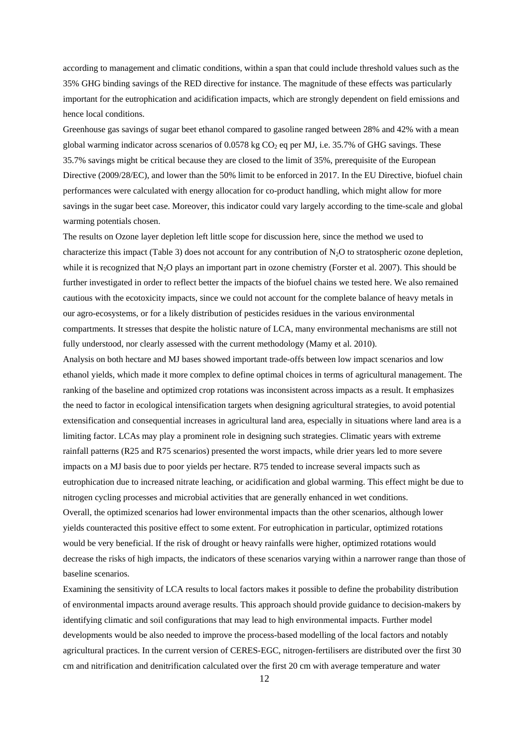according to management and climatic conditions, within a span that could include threshold values such as the 35% GHG binding savings of the RED directive for instance. The magnitude of these effects was particularly important for the eutrophication and acidification impacts, which are strongly dependent on field emissions and hence local conditions.

Greenhouse gas savings of sugar beet ethanol compared to gasoline ranged between 28% and 42% with a mean global warming indicator across scenarios of 0.0578 kg $CO_2$ eq per MJ, i.e. 35.7% of GHG savings. These 35.7% savings might be critical because they are closed to the limit of 35%, prerequisite of the European Directive (2009/28/EC), and lower than the 50% limit to be enforced in 2017. In the EU Directive, biofuel chain performances were calculated with energy allocation for co-product handling, which might allow for more savings in the sugar beet case. Moreover, this indicator could vary largely according to the time-scale and global warming potentials chosen.

The results on Ozone layer depletion left little scope for discussion here, since the method we used to characterize this impact (Table 3) does not account for any contribution of $N_2O$ to stratospheric ozone depletion, while it is recognized that $N_2O$ plays an important part in ozone chemistry (Forster et al. 2007). This should be further investigated in order to reflect better the impacts of the biofuel chains we tested here. We also remained cautious with the ecotoxicity impacts, since we could not account for the complete balance of heavy metals in our agro-ecosystems, or for a likely distribution of pesticides residues in the various environmental compartments. It stresses that despite the holistic nature of LCA, many environmental mechanisms are still not fully understood, nor clearly assessed with the current methodology (Mamy et al. 2010).

Analysis on both hectare and MJ bases showed important trade-offs between low impact scenarios and low ethanol yields, which made it more complex to define optimal choices in terms of agricultural management. The ranking of the baseline and optimized crop rotations was inconsistent across impacts as a result. It emphasizes the need to factor in ecological intensification targets when designing agricultural strategies, to avoid potential extensification and consequential increases in agricultural land area, especially in situations where land area is a limiting factor. LCAs may play a prominent role in designing such strategies. Climatic years with extreme rainfall patterns (R25 and R75 scenarios) presented the worst impacts, while drier years led to more severe impacts on a MJ basis due to poor yields per hectare. R75 tended to increase several impacts such as eutrophication due to increased nitrate leaching, or acidification and global warming. This effect might be due to nitrogen cycling processes and microbial activities that are generally enhanced in wet conditions.

Overall, the optimized scenarios had lower environmental impacts than the other scenarios, although lower yields counteracted this positive effect to some extent. For eutrophication in particular, optimized rotations would be very beneficial. If the risk of drought or heavy rainfalls were higher, optimized rotations would decrease the risks of high impacts, the indicators of these scenarios varying within a narrower range than those of baseline scenarios.

Examining the sensitivity of LCA results to local factors makes it possible to define the probability distribution of environmental impacts around average results. This approach should provide guidance to decision-makers by identifying climatic and soil configurations that may lead to high environmental impacts. Further model developments would be also needed to improve the process-based modelling of the local factors and notably agricultural practices. In the current version of CERES-EGC, nitrogen-fertilisers are distributed over the first 30 cm and nitrification and denitrification calculated over the first 20 cm with average temperature and water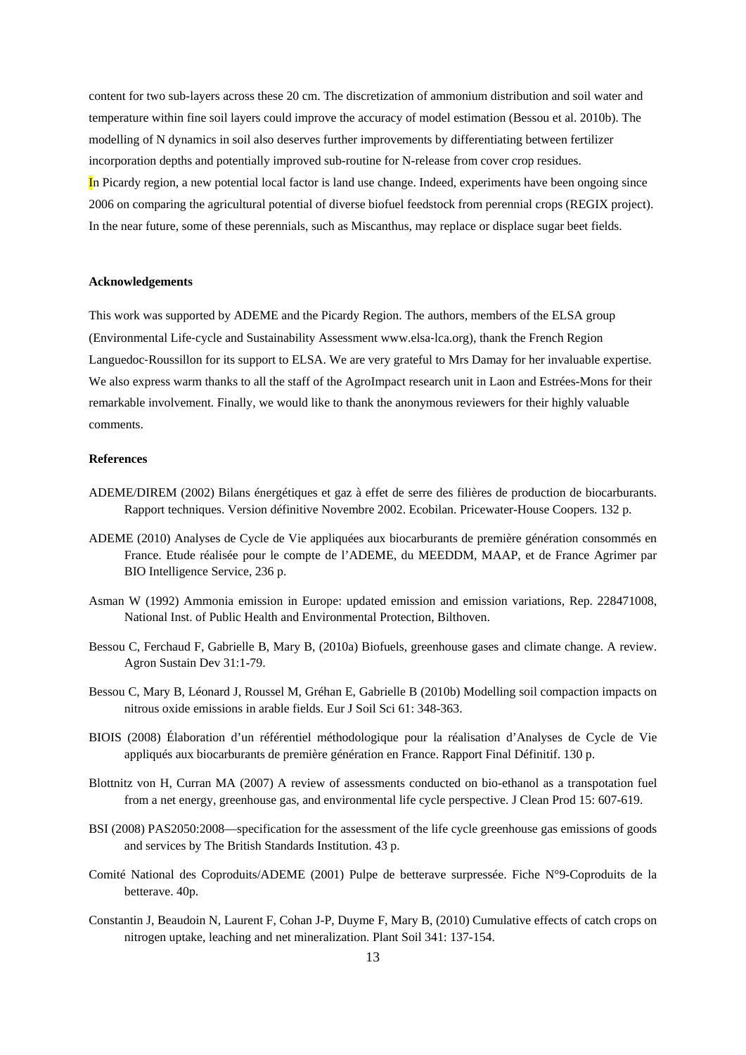content for two sub-layers across these 20 cm. The discretization of ammonium distribution and soil water and temperature within fine soil layers could improve the accuracy of model estimation (Bessou et al. 2010b). The modelling of N dynamics in soil also deserves further improvements by differentiating between fertilizer incorporation depths and potentially improved sub-routine for N-release from cover crop residues.

In Picardy region, a new potential local factor is land use change. Indeed, experiments have been ongoing since 2006 on comparing the agricultural potential of diverse biofuel feedstock from perennial crops (REGIX project). In the near future, some of these perennials, such as Miscanthus, may replace or displace sugar beet fields.

### Acknowledgements

This work was supported by ADEME and the Picardy Region. The authors, members of the ELSA group (Environmental Life-cycle and Sustainability Assessment www.elsa-lca.org), thank the French Region Languedoc-Roussillon for its support to ELSA. We are very grateful to Mrs Damay for her invaluable expertise. We also express warm thanks to all the staff of the AgroImpact research unit in Laon and Estrées-Mons for their remarkable involvement. Finally, we would like to thank the anonymous reviewers for their highly valuable comments.

### References

ADEME/DIREM (2002) Bilans énergétiques et gaz à effet de serre des filières de production de biocarburants. Rapport techniques. Version définitive Novembre 2002. Ecobilan. Pricewater-House Coopers. 132 p.

ADEME (2010) Analyses de Cycle de Vie appliquées aux biocarburants de première génération consommés en France. Etude réalisée pour le compte de l'ADEME, du MEEDDM, MAAP, et de France Agrimer par BIO Intelligence Service, 236 p.

Asman W (1992) Ammonia emission in Europe: updated emission and emission variations, Rep. 228471008, National Inst. of Public Health and Environmental Protection, Bilthoven.

Bessou C, Ferchaud F, Gabrielle B, Mary B, (2010a) Biofuels, greenhouse gases and climate change. A review. Agron Sustain Dev 31:1-79.

Bessou C, Mary B, Léonard J, Roussel M, Gréhan E, Gabrielle B (2010b) Modelling soil compaction impacts on nitrous oxide emissions in arable fields. Eur J Soil Sci 61: 348-363.

BIOIS (2008) Élaboration d'un référentiel méthodologique pour la réalisation d'Analyses de Cycle de Vie appliqués aux biocarburants de première génération en France. Rapport Final Définitif. 130 p.

Blottnitz von H, Curran MA (2007) A review of assessments conducted on bio-ethanol as a transpotation fuel from a net energy, greenhouse gas, and environmental life cycle perspective. J Clean Prod 15: 607-619.

BSI (2008) PAS2050:2008—specification for the assessment of the life cycle greenhouse gas emissions of goods and services by The British Standards Institution. 43 p.

Comité National des Coproduits/ADEME (2001) Pulpe de betterave surpressée. Fiche N°9-Coproduits de la betterave. 40p.

Constantin J, Beaudoin N, Laurent F, Cohan J-P, Duyme F, Mary B, (2010) Cumulative effects of catch crops on nitrogen uptake, leaching and net mineralization. Plant Soil 341: 137-154.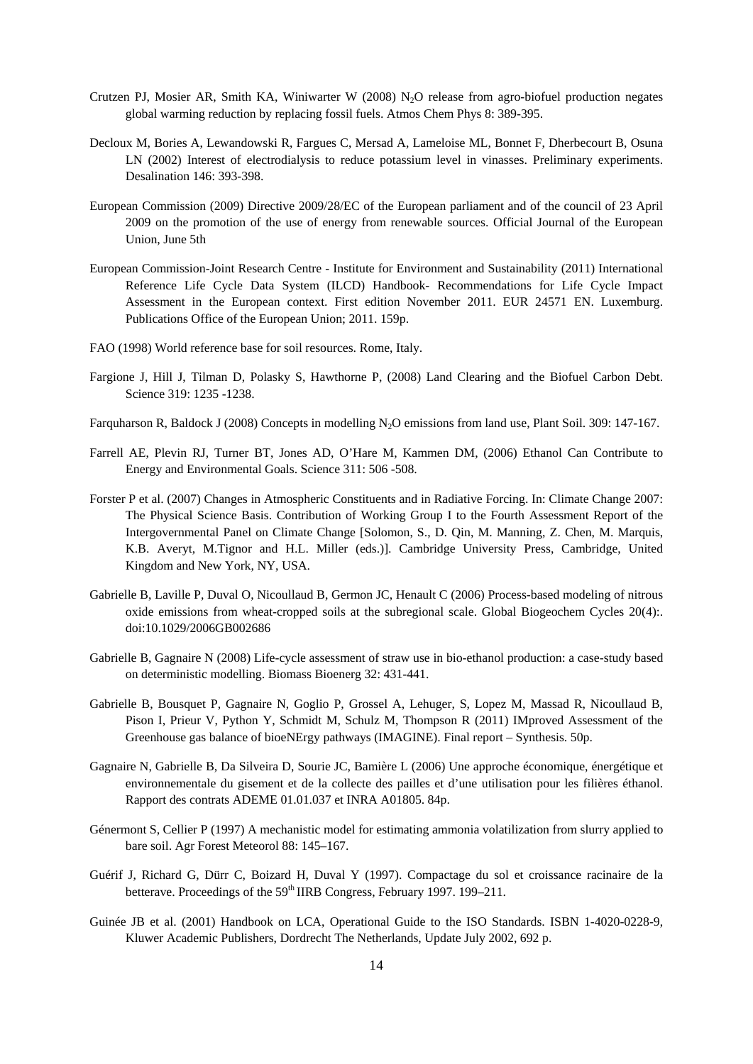Crutzen PJ, Mosier AR, Smith KA, Winiwarter W (2008) $N_2O$ release from agro-biofuel production negates global warming reduction by replacing fossil fuels. Atmos Chem Phys 8: 389-395.

Decloux M, Bories A, Lewandowski R, Fargues C, Mersad A, Lameloise ML, Bonnet F, Dherbecourt B, Osuna LN (2002) Interest of electrodialysis to reduce potassium level in vinasses. Preliminary experiments. Desalination 146: 393-398.

European Commission (2009) Directive 2009/28/EC of the European parliament and of the council of 23 April 2009 on the promotion of the use of energy from renewable sources. Official Journal of the European Union, June 5th

European Commission-Joint Research Centre - Institute for Environment and Sustainability (2011) International Reference Life Cycle Data System (ILCD) Handbook- Recommendations for Life Cycle Impact Assessment in the European context. First edition November 2011. EUR 24571 EN. Luxemburg. Publications Office of the European Union; 2011. 159p.

FAO (1998) World reference base for soil resources. Rome, Italy.

Fargione J, Hill J, Tilman D, Polasky S, Hawthorne P, (2008) Land Clearing and the Biofuel Carbon Debt. Science 319: 1235 -1238.

Farquharson R, Baldock J (2008) Concepts in modelling $N_2O$ emissions from land use, Plant Soil. 309: 147-167.

Farrell AE, Plevin RJ, Turner BT, Jones AD, O'Hare M, Kammen DM, (2006) Ethanol Can Contribute to Energy and Environmental Goals. Science 311: 506 -508.

Forster P et al. (2007) Changes in Atmospheric Constituents and in Radiative Forcing. In: Climate Change 2007: The Physical Science Basis. Contribution of Working Group I to the Fourth Assessment Report of the Intergovernmental Panel on Climate Change [Solomon, S., D. Qin, M. Manning, Z. Chen, M. Marquis, K.B. Averyt, M.Tignor and H.L. Miller (eds.)]. Cambridge University Press, Cambridge, United Kingdom and New York, NY, USA.

Gabrielle B, Laville P, Duval O, Nicoullaud B, Germon JC, Henault C (2006) Process-based modeling of nitrous oxide emissions from wheat-cropped soils at the subregional scale. Global Biogeochem Cycles 20(4):. doi:10.1029/2006GB002686

Gabrielle B, Gagnaire N (2008) Life-cycle assessment of straw use in bio-ethanol production: a case-study based on deterministic modelling. Biomass Bioenerg 32: 431-441.

Gabrielle B, Bousquet P, Gagnaire N, Goglio P, Grossel A, Lehuger, S, Lopez M, Massad R, Nicoullaud B, Pison I, Prieur V, Python Y, Schmidt M, Schulz M, Thompson R (2011) IMproved Assessment of the Greenhouse gas balance of bioeNErgy pathways (IMAGINE). Final report – Synthesis. 50p.

Gagnaire N, Gabrielle B, Da Silveira D, Sourie JC, Bamière L (2006) Une approche économique, énergétique et environnementale du gisement et de la collecte des pailles et d'une utilisation pour les filières éthanol. Rapport des contrats ADEME 01.01.037 et INRA A01805. 84p.

Génermont S, Cellier P (1997) A mechanistic model for estimating ammonia volatilization from slurry applied to bare soil. Agr Forest Meteorol 88: 145–167.

Guérif J, Richard G, Dürr C, Boizard H, Duval Y (1997). Compactage du sol et croissance racinaire de la betterave. Proceedings of the 59th IIRB Congress, February 1997. 199–211.

Guinée JB et al. (2001) Handbook on LCA, Operational Guide to the ISO Standards. ISBN 1-4020-0228-9, Kluwer Academic Publishers, Dordrecht The Netherlands, Update July 2002, 692 p.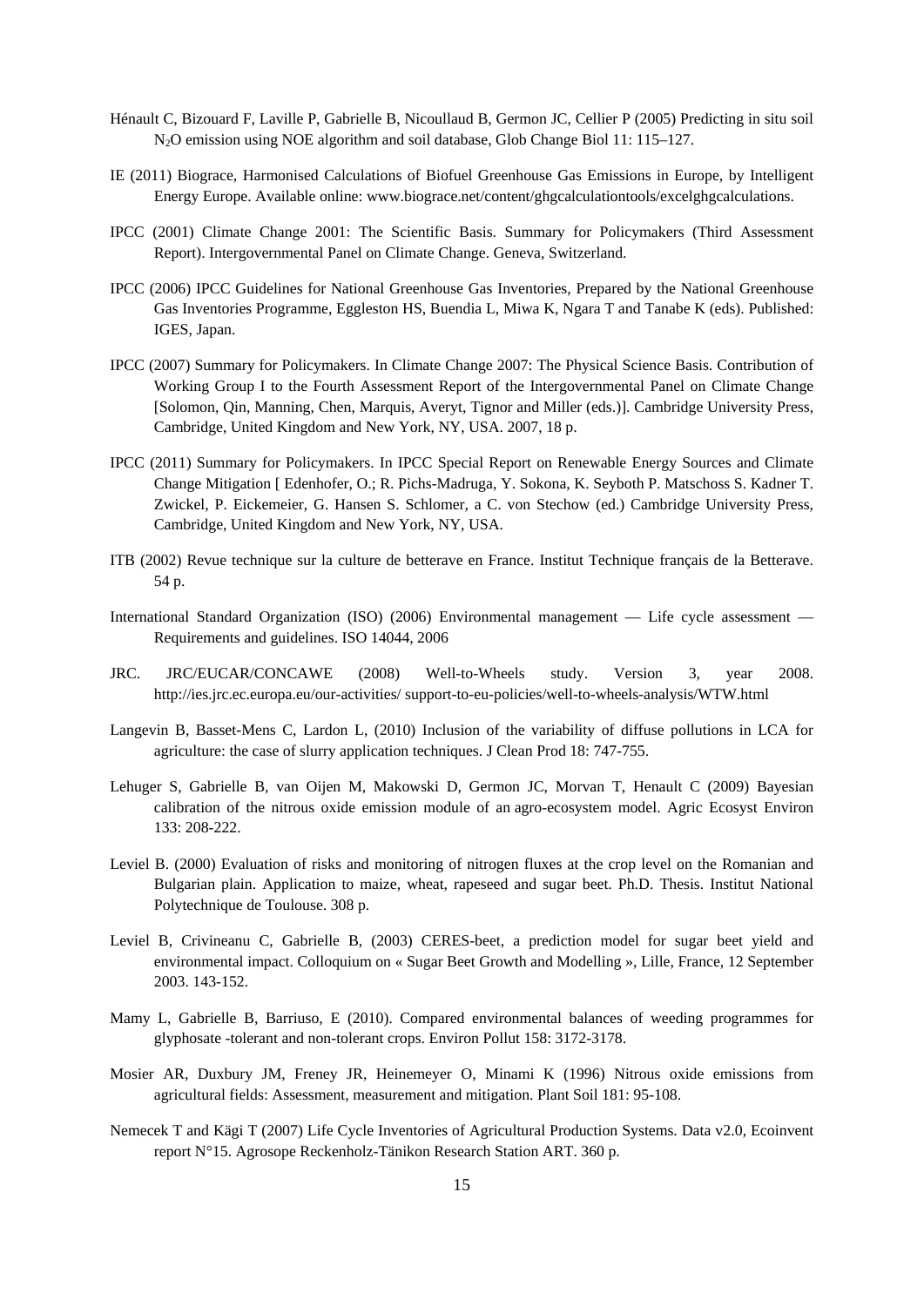Hénault C, Bizouard F, Laville P, Gabrielle B, Nicoullaud B, Germon JC, Cellier P (2005) Predicting in situ soil $N_2O$ emission using NOE algorithm and soil database, Glob Change Biol 11: 115–127.

IE (2011) Biograce, Harmonised Calculations of Biofuel Greenhouse Gas Emissions in Europe, by Intelligent Energy Europe. Available online: www.biograce.net/content/ghgcalculationtools/excelghgcalculations.

IPCC (2001) Climate Change 2001: The Scientific Basis. Summary for Policymakers (Third Assessment Report). Intergovernmental Panel on Climate Change. Geneva, Switzerland.

IPCC (2006) IPCC Guidelines for National Greenhouse Gas Inventories, Prepared by the National Greenhouse Gas Inventories Programme, Eggleston HS, Buendia L, Miwa K, Ngara T and Tanabe K (eds). Published: IGES, Japan.

IPCC (2007) Summary for Policymakers. In Climate Change 2007: The Physical Science Basis. Contribution of Working Group I to the Fourth Assessment Report of the Intergovernmental Panel on Climate Change [Solomon, Qin, Manning, Chen, Marquis, Averyt, Tignor and Miller (eds.)]. Cambridge University Press, Cambridge, United Kingdom and New York, NY, USA. 2007, 18 p.

IPCC (2011) Summary for Policymakers. In IPCC Special Report on Renewable Energy Sources and Climate Change Mitigation [ Edenhofer, O.; R. Pichs-Madruga, Y. Sokona, K. Seyboth P. Matschoss S. Kadner T. Zwickel, P. Eickemeier, G. Hansen S. Schlomer, a C. von Stechow (ed.) Cambridge University Press, Cambridge, United Kingdom and New York, NY, USA.

ITB (2002) Revue technique sur la culture de betterave en France. Institut Technique français de la Betterave. 54 p.

International Standard Organization (ISO) (2006) Environmental management — Life cycle assessment — Requirements and guidelines. ISO 14044, 2006

JRC. JRC/EUCAR/CONCAWE (2008) Well-to-Wheels study. Version 3, year 2008. http://ies.jrc.ec.europa.eu/our-activities/ support-to-eu-policies/well-to-wheels-analysis/WTW.html

Langevin B, Basset-Mens C, Lardon L, (2010) Inclusion of the variability of diffuse pollutions in LCA for agriculture: the case of slurry application techniques. J Clean Prod 18: 747-755.

Lehuger S, Gabrielle B, van Oijen M, Makowski D, Germon JC, Morvan T, Henault C (2009) Bayesian calibration of the nitrous oxide emission module of an agro-ecosystem model. Agric Ecosyst Environ 133: 208-222.

Leviel B. (2000) Evaluation of risks and monitoring of nitrogen fluxes at the crop level on the Romanian and Bulgarian plain. Application to maize, wheat, rapeseed and sugar beet. Ph.D. Thesis. Institut National Polytechnique de Toulouse. 308 p.

Leviel B, Crivineanu C, Gabrielle B, (2003) CERES-beet, a prediction model for sugar beet yield and environmental impact. Colloquium on « Sugar Beet Growth and Modelling », Lille, France, 12 September 2003. 143-152.

Mamy L, Gabrielle B, Barriuso, E (2010). Compared environmental balances of weeding programmes for glyphosate -tolerant and non-tolerant crops. Environ Pollut 158: 3172-3178.

Mosier AR, Duxbury JM, Freney JR, Heinemeyer O, Minami K (1996) Nitrous oxide emissions from agricultural fields: Assessment, measurement and mitigation. Plant Soil 181: 95-108.

Nemecek T and Kägi T (2007) Life Cycle Inventories of Agricultural Production Systems. Data v2.0, Ecoinvent report N°15. Agrosope Reckenholz-Tänikon Research Station ART. 360 p.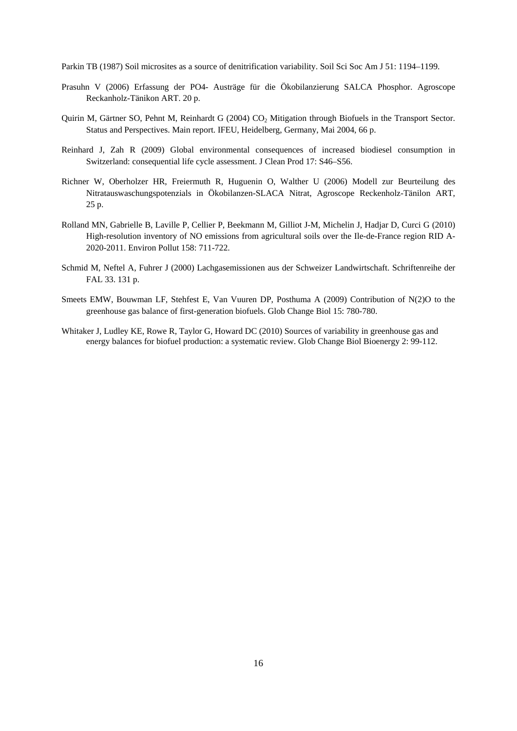Parkin TB (1987) Soil microsites as a source of denitrification variability. Soil Sci Soc Am J 51: 1194–1199.

Prasuhn V (2006) Erfassung der PO4- Austräge für die Ökobilanzierung SALCA Phosphor. Agroscope Reckanholz-Tänikon ART. 20 p.

Quirin M, Gärtner SO, Pehnt M, Reinhardt G (2004) $CO_2$ Mitigation through Biofuels in the Transport Sector. Status and Perspectives. Main report. IFEU, Heidelberg, Germany, Mai 2004, 66 p.

Reinhard J, Zah R (2009) Global environmental consequences of increased biodiesel consumption in Switzerland: consequential life cycle assessment. J Clean Prod 17: S46–S56.

Richner W, Oberholzer HR, Freiermuth R, Huguenin O, Walther U (2006) Modell zur Beurteilung des Nitratauswaschungspotenzials in Ökobilanzen-SLACA Nitrat, Agroscope Reckenholz-Tänilon ART, 25 p.

Rolland MN, Gabrielle B, Laville P, Cellier P, Beekmann M, Gilliot J-M, Michelin J, Hadjar D, Curci G (2010) High-resolution inventory of NO emissions from agricultural soils over the Ile-de-France region RID A-2020-2011. Environ Pollut 158: 711-722.

Schmid M, Neftel A, Fuhrer J (2000) Lachgasemissionen aus der Schweizer Landwirtschaft. Schriftenreihe der FAL 33. 131 p.

Smeets EMW, Bouwman LF, Stehfest E, Van Vuuren DP, Posthuma A (2009) Contribution of N(2)O to the greenhouse gas balance of first-generation biofuels. Glob Change Biol 15: 780-780.

Whitaker J, Ludley KE, Rowe R, Taylor G, Howard DC (2010) Sources of variability in greenhouse gas and energy balances for biofuel production: a systematic review. Glob Change Biol Bioenergy 2: 99-112.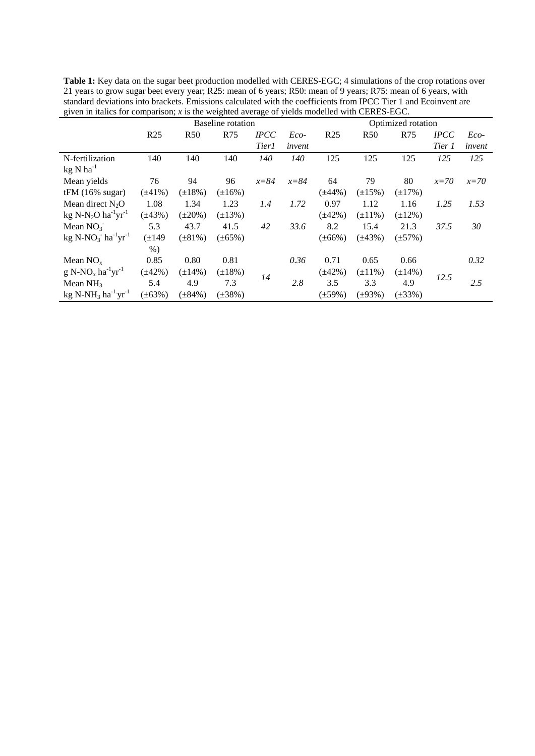**Table 1:** Key data on the sugar beet production modelled with CERES-EGC; 4 simulations of the crop rotations over 21 years to grow sugar beet every year; R25: mean of 6 years; R50: mean of 9 years; R75: mean of 6 years, with standard deviations into brackets. Emissions calculated with the coefficients from IPCC Tier 1 and Ecoinvent are given in italics for comparison; *x* is the weighted average of yields modelled with CERES-EGC.

| | Baseline rotation | | | | | Optimized rotation | | | | |
|---|---|---|---|---|---|---|---|---|---|---|
| | R25 | R50 | R75 | *IPCC Tier1* | *Eco-invent* | R25 | R50 | R75 | *IPCC Tier 1* | *Eco-invent* |
| N-fertilization $kg\ N\ ha^{-1}$ | 140 | 140 | 140 | *140* | *140* | 125 | 125 | 125 | *125* | *125* |
| Mean yields tFM (16% sugar) | 76 (±41%) | 94 (±18%) | 96 (±16%) | *x=84* | *x=84* | 64 (±44%) | 79 (±15%) | 80 (±17%) | *x=70* | *x=70* |
| Mean direct $N_2O$ $kg\ N\text{-}N_2O\ ha^{-1}yr^{-1}$ | 1.08 (±43%) | 1.34 (±20%) | 1.23 (±13%) | *1.4* | *1.72* | 0.97 (±42%) | 1.12 (±11%) | 1.16 (±12%) | *1.25* | *1.53* |
| Mean $NO_3^-$ $kg\ N\text{-}NO_3^-\ ha^{-1}yr^{-1}$ | 5.3 (±149 %) | 43.7 (±81%) | 41.5 (±65%) | *42* | *33.6* | 8.2 (±66%) | 15.4 (±43%) | 21.3 (±57%) | *37.5* | *30* |
| Mean $NO_x$ $g\ N\text{-}NO_x\ ha^{-1}yr^{-1}$ | 0.85 (±42%) | 0.80 (±14%) | 0.81 (±18%) | *14* | *0.36* | 0.71 (±42%) | 0.65 (±11%) | 0.66 (±14%) | *12.5* | *0.32* |
| Mean $NH_3$ $kg\ N\text{-}NH_3\ ha^{-1}yr^{-1}$ | 5.4 (±63%) | 4.9 (±84%) | 7.3 (±38%) | | *2.8* | 3.5 (±59%) | 3.3 (±93%) | 4.9 (±33%) | | *2.5* |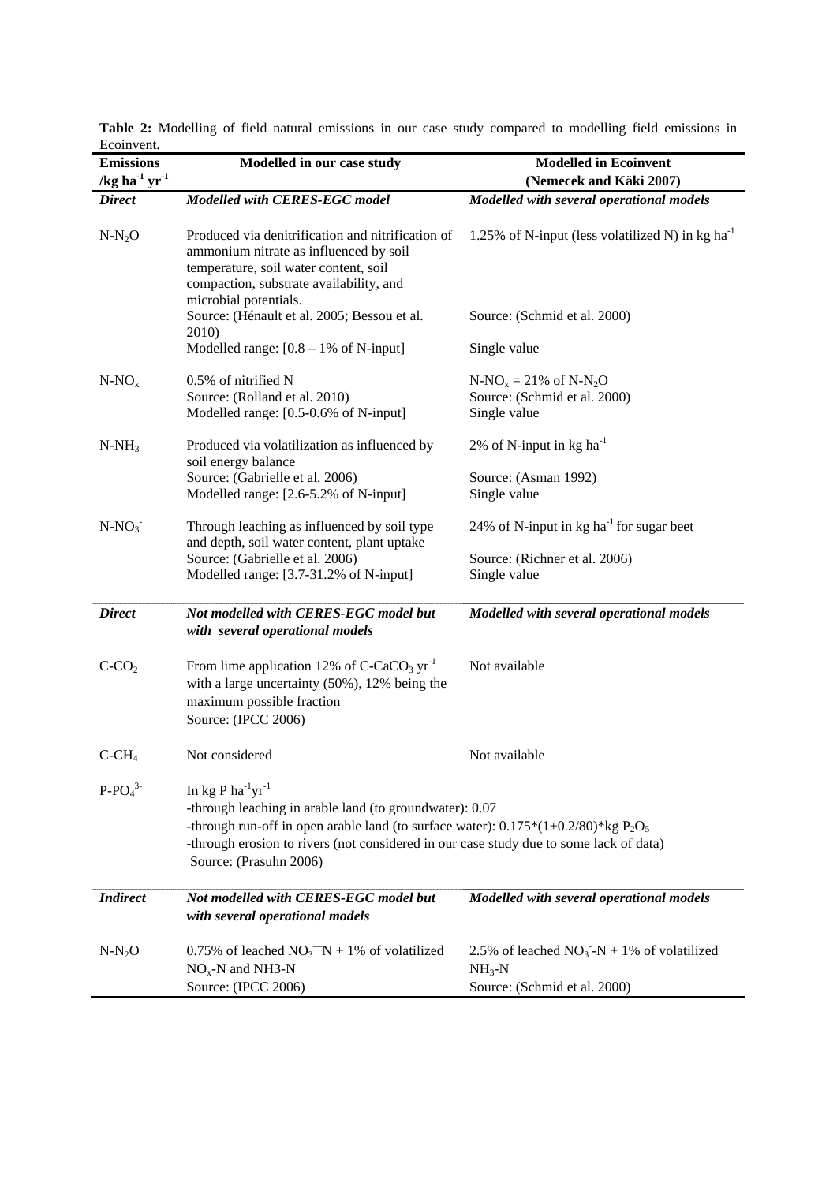**Table 2:** Modelling of field natural emissions in our case study compared to modelling field emissions in Ecoinvent.

| Emissions /kg $ha^{-1}$ $yr^{-1}$ | Modelled in our case study | Modelled in Ecoinvent (Nemecek and Käki 2007) |
|---|---|---|
| ***Direct*** | ***Modelled with CERES-EGC model*** | ***Modelled with several operational models*** |
| $N\text{-}N_2O$ | Produced via denitrification and nitrification of ammonium nitrate as influenced by soil temperature, soil water content, soil compaction, substrate availability, and microbial potentials. Source: (Hénault et al. 2005; Bessou et al. 2010) Modelled range: [0.8 – 1% of N-input] | 1.25% of N-input (less volatilized N) in kg $ha^{-1}$ Source: (Schmid et al. 2000) Single value |
| $N\text{-}NO_x$ | 0.5% of nitrified N Source: (Rolland et al. 2010) Modelled range: [0.5-0.6% of N-input] | $N\text{-}NO_x$ = 21% of $N\text{-}N_2O$ Source: (Schmid et al. 2000) Single value |
| $N\text{-}NH_3$ | Produced via volatilization as influenced by soil energy balance Source: (Gabrielle et al. 2006) Modelled range: [2.6-5.2% of N-input] | 2% of N-input in kg $ha^{-1}$ Source: (Asman 1992) Single value |
| $N\text{-}NO_3^-$ | Through leaching as influenced by soil type and depth, soil water content, plant uptake Source: (Gabrielle et al. 2006) Modelled range: [3.7-31.2% of N-input] | 24% of N-input in kg $ha^{-1}$ for sugar beet Source: (Richner et al. 2006) Single value |
| ***Direct*** | ***Not modelled with CERES-EGC model but with several operational models*** | ***Modelled with several operational models*** |
| $C\text{-}CO_2$ | From lime application 12% of $C\text{-}CaCO_3$ $yr^{-1}$ with a large uncertainty (50%), 12% being the maximum possible fraction Source: (IPCC 2006) | Not available |
| $C\text{-}CH_4$ | Not considered | Not available |
| $P\text{-}PO_4^{3-}$ | In kg P $ha^{-1}yr^{-1}$ -through leaching in arable land (to groundwater): 0.07 -through run-off in open arable land (to surface water): 0.175*(1+0.2/80)*kg $P_2O_5$ -through erosion to rivers (not considered in our case study due to some lack of data) Source: (Prasuhn 2006) | |
| ***Indirect*** | ***Not modelled with CERES-EGC model but with several operational models*** | ***Modelled with several operational models*** |
| $N\text{-}N_2O$ | 0.75% of leached $NO_3^-$ N + 1% of volatilized $NO_x$-N and NH3-N Source: (IPCC 2006) | 2.5% of leached $NO_3^-$-N + 1% of volatilized $NH_3$-N Source: (Schmid et al. 2000) |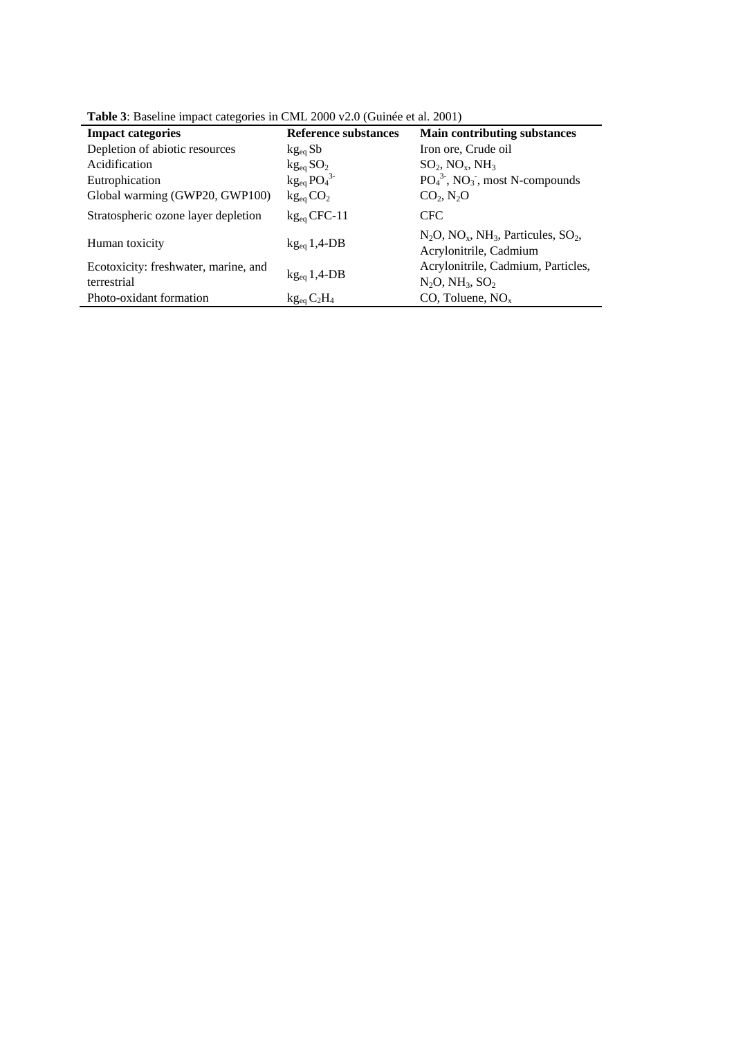**Table 3**: Baseline impact categories in CML 2000 v2.0 (Guinée et al. 2001)

| Impact categories | Reference substances | Main contributing substances |
|---|---|---|
| Depletion of abiotic resources | $kg_{eq}$ Sb | Iron ore, Crude oil |
| Acidification | $kg_{eq}$ $SO_2$ | $SO_2$, $NO_x$, $NH_3$ |
| Eutrophication | $kg_{eq}$ $PO_4^{3-}$ | $PO_4^{3-}$, $NO_3^-$, most N-compounds |
| Global warming (GWP20, GWP100) | $kg_{eq}$ $CO_2$ | $CO_2$, $N_2O$ |
| Stratospheric ozone layer depletion | $kg_{eq}$ CFC-11 | CFC |
| Human toxicity | $kg_{eq}$ 1,4-DB | $N_2O$, $NO_x$, $NH_3$, Particules, $SO_2$, Acrylonitrile, Cadmium |
| Ecotoxicity: freshwater, marine, and terrestrial | $kg_{eq}$ 1,4-DB | Acrylonitrile, Cadmium, Particles, $N_2O$, $NH_3$, $SO_2$ |
| Photo-oxidant formation | $kg_{eq}$ $C_2H_4$ | CO, Toluene, $NO_x$ |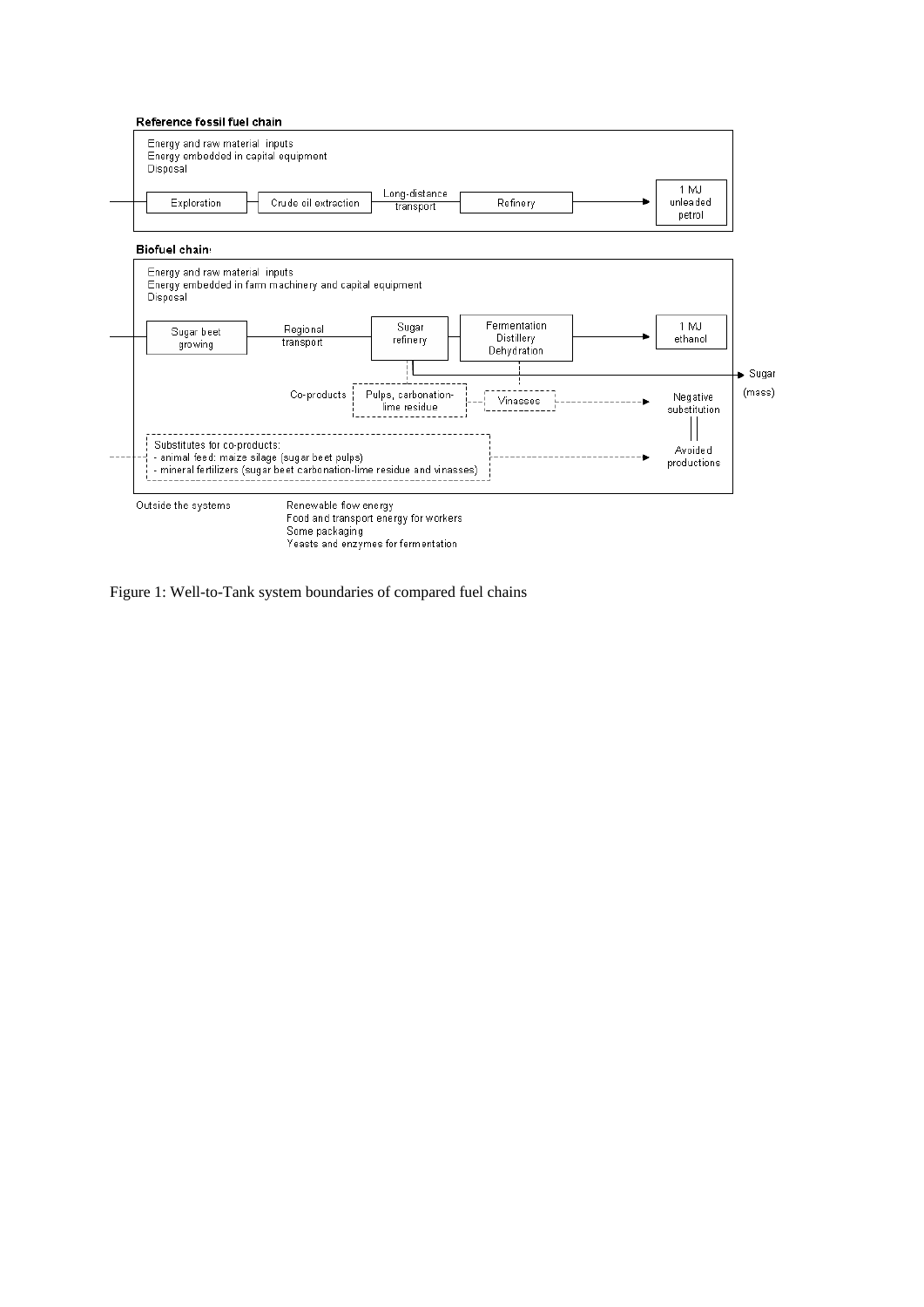**Reference fossil fuel chain**

Energy and raw material inputs
Energy embedded in capital equipment
Disposal

Exploration → Crude oil extraction → Long-distance transport → Refinery → 1 MJ unleaded petrol

**Biofuel chain**

Energy and raw material inputs
Energy embedded in farm machinery and capital equipment
Disposal

Sugar beet growing → Regional transport → Sugar refinery → Fermentation Distillery Dehydration → 1 MJ ethanol

Sugar (mass)

Co-products: Pulps, carbonation-lime residue; Vinasses → Negative substitution

Substitutes for co-products:
- animal feed: maize silage (sugar beet pulps)
- mineral fertilizers (sugar beet carbonation-lime residue and vinasses)

→ Avoided productions

Outside the systems: Renewable flow energy
Food and transport energy for workers
Some packaging
Yeasts and enzymes for fermentation

Figure 1: Well-to-Tank system boundaries of compared fuel chains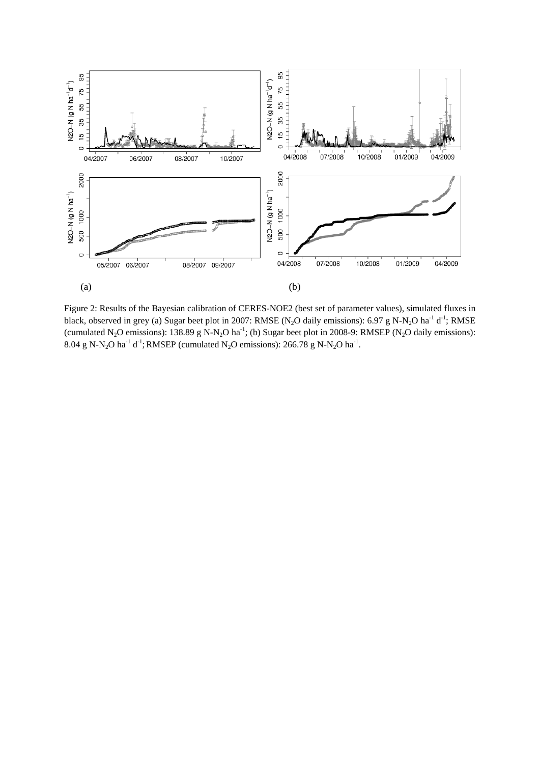(a)

(b)

Figure 2: Results of the Bayesian calibration of CERES-NOE2 (best set of parameter values), simulated fluxes in black, observed in grey (a) Sugar beet plot in 2007: RMSE ($N_2O$ daily emissions): 6.97 g N-$N_2O$ $ha^{-1}$ $d^{-1}$; RMSE (cumulated $N_2O$ emissions): 138.89 g N-$N_2O$ $ha^{-1}$; (b) Sugar beet plot in 2008-9: RMSEP ($N_2O$ daily emissions): 8.04 g N-$N_2O$ $ha^{-1}$ $d^{-1}$; RMSEP (cumulated $N_2O$ emissions): 266.78 g N-$N_2O$ $ha^{-1}$.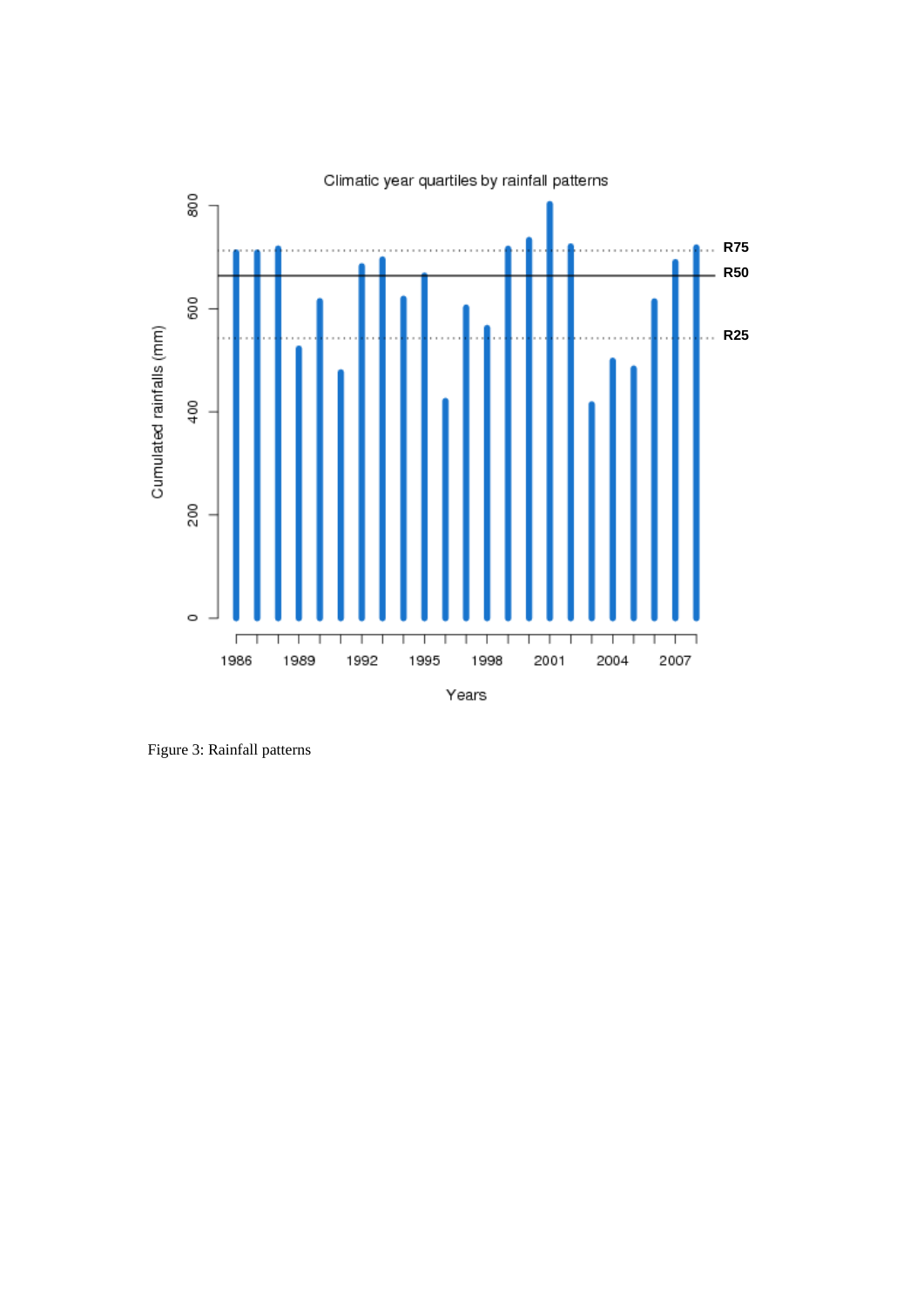Figure 3: Rainfall patterns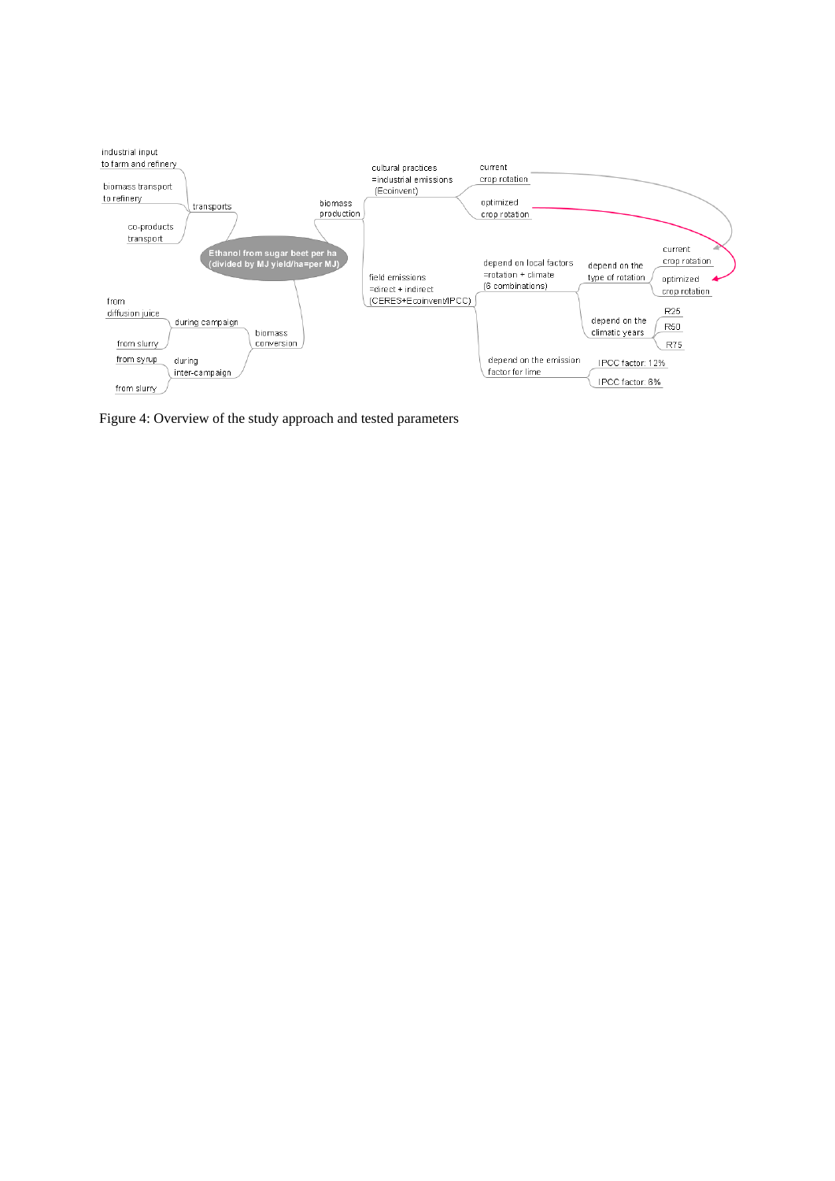Figure 4: Overview of the study approach and tested parameters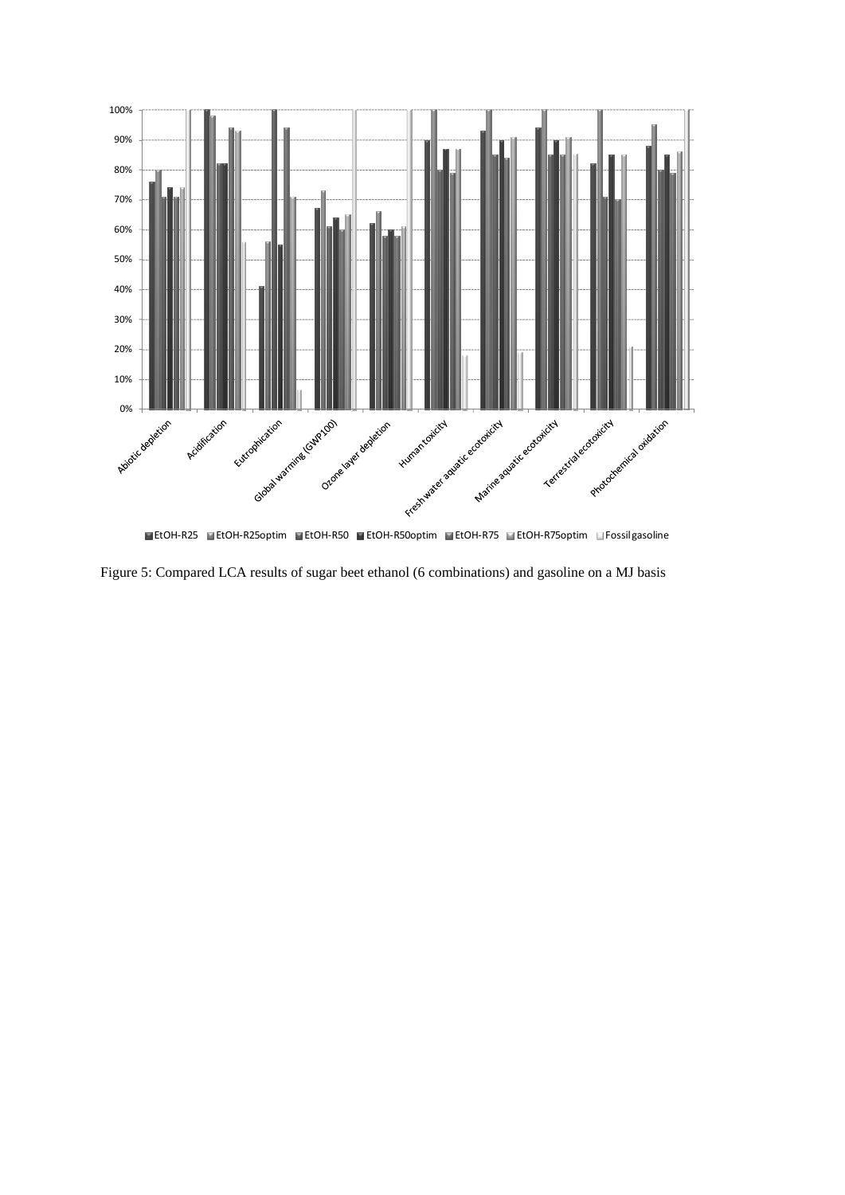Figure 5: Compared LCA results of sugar beet ethanol (6 combinations) and gasoline on a MJ basis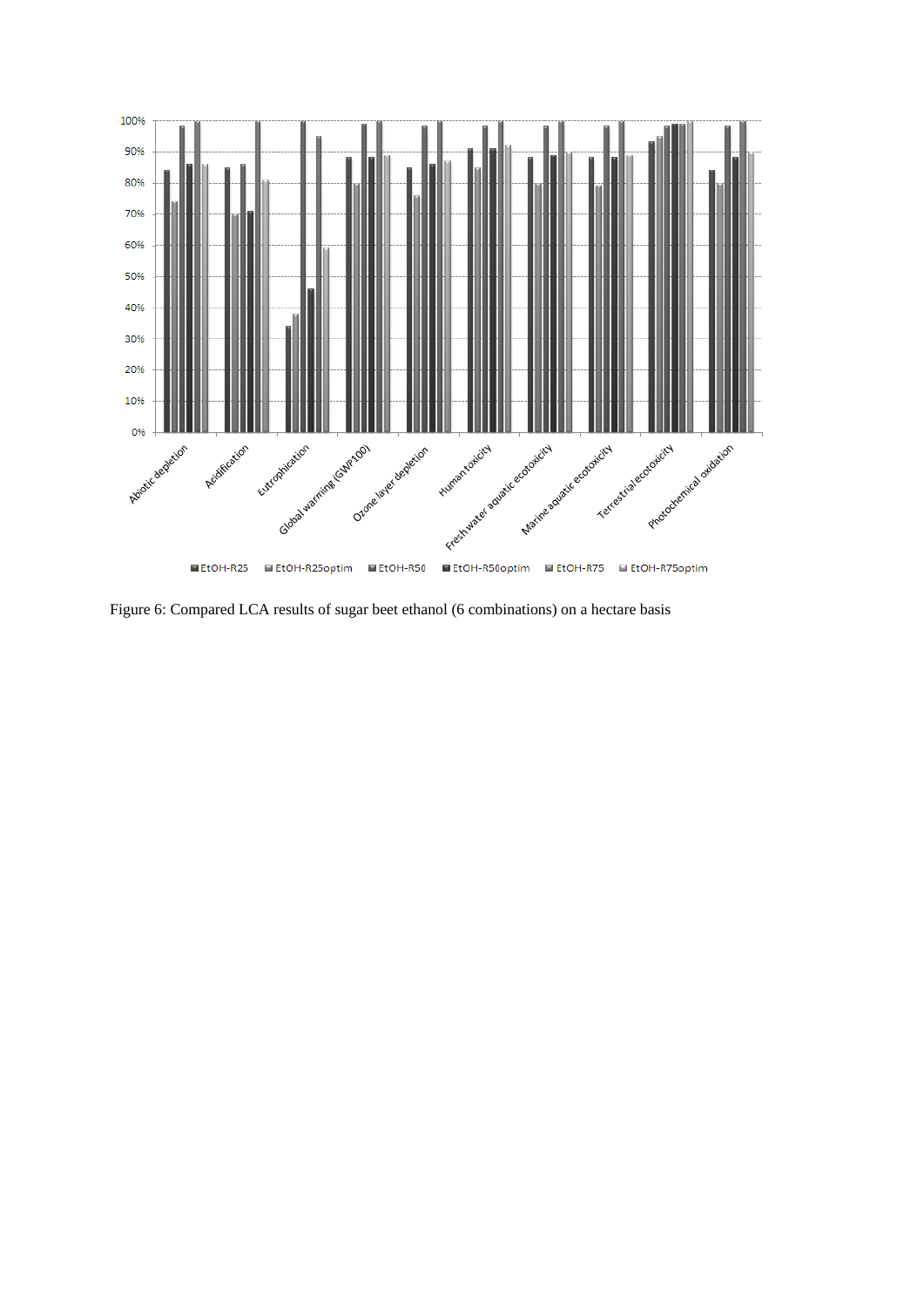100%
90%
80%
70%
60%
50%
40%
30%
20%
10%
0%

Abiotic depletion
Acidification
Eutrophication
Global warming (GWP100)
Ozone layer depletion
Human toxicity
Fresh water aquatic ecotoxicity
Marine aquatic ecotoxicity
Terrestrial ecotoxicity
Photochemical oxidation

EtOH-R25
EtOH-R25optim
EtOH-R50
EtOH-R50optim
EtOH-R75
EtOH-R75optim

Figure 6: Compared LCA results of sugar beet ethanol (6 combinations) on a hectare basis